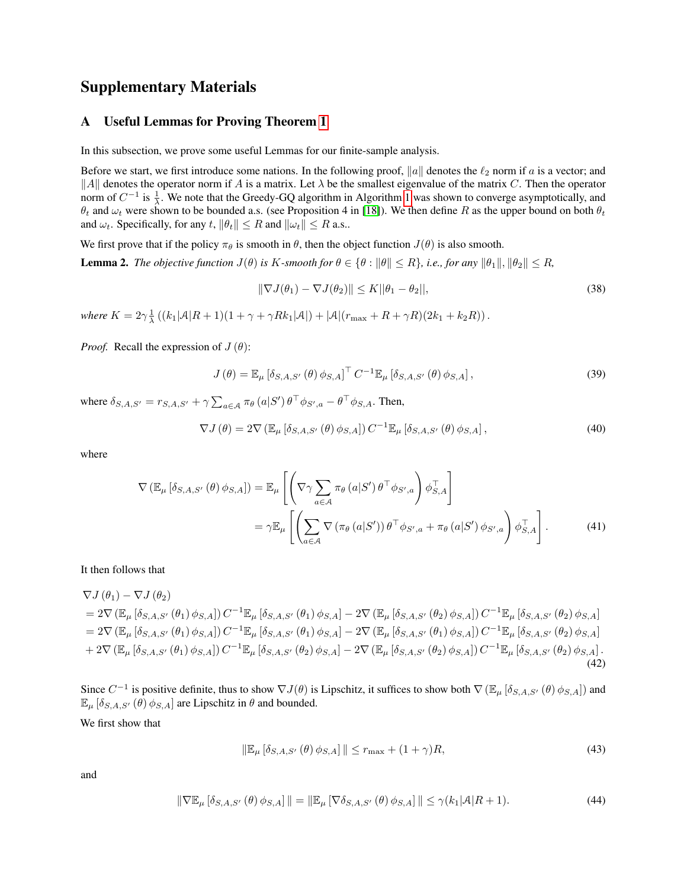# Supplementary Materials

## A Useful Lemmas for Proving Theorem 1

In this subsection, we prove some useful Lemmas for our finite-sample analysis.

Before we start, we first introduce some nations. In the following proof, $\|a\|$ denotes the $\ell_2$ norm if $a$ is a vector; and $\|A\|$ denotes the operator norm if $A$ is a matrix. Let $\lambda$ be the smallest eigenvalue of the matrix $C$. Then the operator norm of $C^{-1}$ is $\frac{1}{\lambda}$. We note that the Greedy-GQ algorithm in Algorithm 1 was shown to converge asymptotically, and $\theta_t$ and $\omega_t$ were shown to be bounded a.s. (see Proposition 4 in [18]). We then define $R$ as the upper bound on both $\theta_t$ and $\omega_t$. Specifically, for any $t$, $\|\theta_t\| \leq R$ and $\|\omega_t\| \leq R$ a.s..

We first prove that if the policy $\pi_\theta$ is smooth in $\theta$, then the object function $J(\theta)$ is also smooth.

**Lemma 2.** *The objective function $J(\theta)$ is $K$-smooth for $\theta \in \{\theta : \|\theta\| \leq R\}$, i.e., for any $\|\theta_1\|, \|\theta_2\| \leq R$,*

$$\|\nabla J(\theta_1) - \nabla J(\theta_2)\| \leq K\|\theta_1 - \theta_2\|, \tag{38}$$

*where $K = 2\gamma\frac{1}{\lambda}\left((k_1|\mathcal{A}|R+1)(1+\gamma+\gamma R k_1|\mathcal{A}|) + |\mathcal{A}|(r_{\max}+R+\gamma R)(2k_1+k_2R)\right)$.*

*Proof.* Recall the expression of $J(\theta)$:

$$J(\theta) = \mathbb{E}_\mu\left[\delta_{S,A,S'}(\theta)\phi_{S,A}\right]^\top C^{-1}\mathbb{E}_\mu\left[\delta_{S,A,S'}(\theta)\phi_{S,A}\right], \tag{39}$$

where $\delta_{S,A,S'} = r_{S,A,S'} + \gamma\sum_{a\in\mathcal{A}}\pi_\theta(a|S')\theta^\top\phi_{S',a} - \theta^\top\phi_{S,A}$. Then,

$$\nabla J(\theta) = 2\nabla\left(\mathbb{E}_\mu\left[\delta_{S,A,S'}(\theta)\phi_{S,A}\right]\right)C^{-1}\mathbb{E}_\mu\left[\delta_{S,A,S'}(\theta)\phi_{S,A}\right], \tag{40}$$

where

$$\begin{aligned}
\nabla\left(\mathbb{E}_\mu\left[\delta_{S,A,S'}(\theta)\phi_{S,A}\right]\right) &= \mathbb{E}_\mu\left[\left(\nabla\gamma\sum_{a\in\mathcal{A}}\pi_\theta(a|S')\theta^\top\phi_{S',a}\right)\phi_{S,A}^\top\right] \\
&= \gamma\mathbb{E}_\mu\left[\left(\sum_{a\in\mathcal{A}}\nabla\left(\pi_\theta(a|S')\right)\theta^\top\phi_{S',a} + \pi_\theta(a|S')\phi_{S',a}\right)\phi_{S,A}^\top\right].
\end{aligned} \tag{41}$$

It then follows that

$$\begin{aligned}
&\nabla J(\theta_1) - \nabla J(\theta_2) \\
&= 2\nabla\left(\mathbb{E}_\mu\left[\delta_{S,A,S'}(\theta_1)\phi_{S,A}\right]\right)C^{-1}\mathbb{E}_\mu\left[\delta_{S,A,S'}(\theta_1)\phi_{S,A}\right] - 2\nabla\left(\mathbb{E}_\mu\left[\delta_{S,A,S'}(\theta_2)\phi_{S,A}\right]\right)C^{-1}\mathbb{E}_\mu\left[\delta_{S,A,S'}(\theta_2)\phi_{S,A}\right] \\
&= 2\nabla\left(\mathbb{E}_\mu\left[\delta_{S,A,S'}(\theta_1)\phi_{S,A}\right]\right)C^{-1}\mathbb{E}_\mu\left[\delta_{S,A,S'}(\theta_1)\phi_{S,A}\right] - 2\nabla\left(\mathbb{E}_\mu\left[\delta_{S,A,S'}(\theta_1)\phi_{S,A}\right]\right)C^{-1}\mathbb{E}_\mu\left[\delta_{S,A,S'}(\theta_2)\phi_{S,A}\right] \\
&+ 2\nabla\left(\mathbb{E}_\mu\left[\delta_{S,A,S'}(\theta_1)\phi_{S,A}\right]\right)C^{-1}\mathbb{E}_\mu\left[\delta_{S,A,S'}(\theta_2)\phi_{S,A}\right] - 2\nabla\left(\mathbb{E}_\mu\left[\delta_{S,A,S'}(\theta_2)\phi_{S,A}\right]\right)C^{-1}\mathbb{E}_\mu\left[\delta_{S,A,S'}(\theta_2)\phi_{S,A}\right].
\end{aligned} \tag{42}$$

Since $C^{-1}$ is positive definite, thus to show $\nabla J(\theta)$ is Lipschitz, it suffices to show both $\nabla\left(\mathbb{E}_\mu\left[\delta_{S,A,S'}(\theta)\phi_{S,A}\right]\right)$ and $\mathbb{E}_\mu\left[\delta_{S,A,S'}(\theta)\phi_{S,A}\right]$ are Lipschitz in $\theta$ and bounded.

We first show that

$$\|\mathbb{E}_\mu\left[\delta_{S,A,S'}(\theta)\phi_{S,A}\right]\| \leq r_{\max} + (1+\gamma)R, \tag{43}$$

and

$$\|\nabla\mathbb{E}_\mu\left[\delta_{S,A,S'}(\theta)\phi_{S,A}\right]\| = \|\mathbb{E}_\mu\left[\nabla\delta_{S,A,S'}(\theta)\phi_{S,A}\right]\| \leq \gamma(k_1|\mathcal{A}|R+1). \tag{44}$$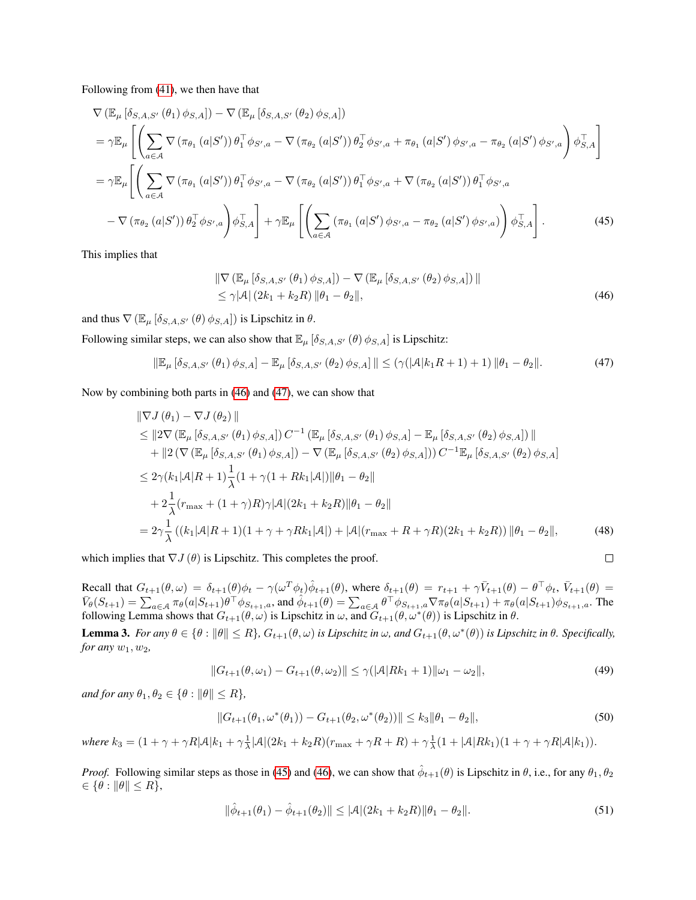Following from (41), we then have that

$$
\begin{aligned}
&\nabla\left(\mathbb{E}_\mu\left[\delta_{S,A,S'}\left(\theta_1\right)\phi_{S,A}\right]\right)-\nabla\left(\mathbb{E}_\mu\left[\delta_{S,A,S'}\left(\theta_2\right)\phi_{S,A}\right]\right)\\
&=\gamma\mathbb{E}_\mu\left[\left(\sum_{a\in\mathcal{A}}\nabla\left(\pi_{\theta_1}\left(a|S'\right)\right)\theta_1^\top\phi_{S',a}-\nabla\left(\pi_{\theta_2}\left(a|S'\right)\right)\theta_2^\top\phi_{S',a}+\pi_{\theta_1}\left(a|S'\right)\phi_{S',a}-\pi_{\theta_2}\left(a|S'\right)\phi_{S',a}\right)\phi_{S,A}^\top\right]\\
&=\gamma\mathbb{E}_\mu\Bigg[\Bigg(\sum_{a\in\mathcal{A}}\nabla\left(\pi_{\theta_1}\left(a|S'\right)\right)\theta_1^\top\phi_{S',a}-\nabla\left(\pi_{\theta_2}\left(a|S'\right)\right)\theta_1^\top\phi_{S',a}+\nabla\left(\pi_{\theta_2}\left(a|S'\right)\right)\theta_1^\top\phi_{S',a}\\
&\quad-\nabla\left(\pi_{\theta_2}\left(a|S'\right)\right)\theta_2^\top\phi_{S',a}\Bigg)\phi_{S,A}^\top\Bigg]+\gamma\mathbb{E}_\mu\left[\left(\sum_{a\in\mathcal{A}}\left(\pi_{\theta_1}\left(a|S'\right)\phi_{S',a}-\pi_{\theta_2}\left(a|S'\right)\phi_{S',a}\right)\right)\phi_{S,A}^\top\right].
\end{aligned}
\tag{45}
$$

This implies that

$$
\begin{aligned}
&\left\|\nabla\left(\mathbb{E}_\mu\left[\delta_{S,A,S'}\left(\theta_1\right)\phi_{S,A}\right]\right)-\nabla\left(\mathbb{E}_\mu\left[\delta_{S,A,S'}\left(\theta_2\right)\phi_{S,A}\right]\right)\right\|\\
&\le\gamma|\mathcal{A}|\left(2k_1+k_2R\right)\left\|\theta_1-\theta_2\right\|,
\end{aligned}
\tag{46}
$$

and thus $\nabla\left(\mathbb{E}_\mu\left[\delta_{S,A,S'}\left(\theta\right)\phi_{S,A}\right]\right)$ is Lipschitz in $\theta$.

Following similar steps, we can also show that $\mathbb{E}_\mu\left[\delta_{S,A,S'}\left(\theta\right)\phi_{S,A}\right]$ is Lipschitz:

$$
\left\|\mathbb{E}_\mu\left[\delta_{S,A,S'}\left(\theta_1\right)\phi_{S,A}\right]-\mathbb{E}_\mu\left[\delta_{S,A,S'}\left(\theta_2\right)\phi_{S,A}\right]\right\|\le\left(\gamma(|\mathcal{A}|k_1R+1)+1\right)\left\|\theta_1-\theta_2\right\|.
\tag{47}
$$

Now by combining both parts in (46) and (47), we can show that

$$
\begin{aligned}
&\left\|\nabla J\left(\theta_1\right)-\nabla J\left(\theta_2\right)\right\|\\
&\le\left\|2\nabla\left(\mathbb{E}_\mu\left[\delta_{S,A,S'}\left(\theta_1\right)\phi_{S,A}\right]\right)C^{-1}\left(\mathbb{E}_\mu\left[\delta_{S,A,S'}\left(\theta_1\right)\phi_{S,A}\right]-\mathbb{E}_\mu\left[\delta_{S,A,S'}\left(\theta_2\right)\phi_{S,A}\right]\right)\right\|\\
&\quad+\left\|2\left(\nabla\left(\mathbb{E}_\mu\left[\delta_{S,A,S'}\left(\theta_1\right)\phi_{S,A}\right]\right)-\nabla\left(\mathbb{E}_\mu\left[\delta_{S,A,S'}\left(\theta_2\right)\phi_{S,A}\right]\right)\right)C^{-1}\mathbb{E}_\mu\left[\delta_{S,A,S'}\left(\theta_2\right)\phi_{S,A}\right]\right\|\\
&\le2\gamma(k_1|\mathcal{A}|R+1)\frac{1}{\lambda}(1+\gamma(1+Rk_1|\mathcal{A}|)\|\theta_1-\theta_2\|\\
&\quad+2\frac{1}{\lambda}(r_{\max}+(1+\gamma)R)\gamma|\mathcal{A}|(2k_1+k_2R)\|\theta_1-\theta_2\|\\
&=2\gamma\frac{1}{\lambda}\left((k_1|\mathcal{A}|R+1)(1+\gamma+\gamma Rk_1|\mathcal{A}|)+|\mathcal{A}|(r_{\max}+R+\gamma R)(2k_1+k_2R)\right)\|\theta_1-\theta_2\|,
\end{aligned}
\tag{48}
$$

which implies that $\nabla J\left(\theta\right)$ is Lipschitz. This completes the proof. $\square$

Recall that $G_{t+1}(\theta,\omega)=\delta_{t+1}(\theta)\phi_t-\gamma(\omega^T\phi_t)\hat{\phi}_{t+1}(\theta)$, where $\delta_{t+1}(\theta)=r_{t+1}+\gamma\bar{V}_{t+1}(\theta)-\theta^\top\phi_t$, $\bar{V}_{t+1}(\theta)=\bar{V}_\theta(S_{t+1})=\sum_{a\in\mathcal{A}}\pi_\theta(a|S_{t+1})\theta^\top\phi_{S_{t+1},a}$, and $\hat{\phi}_{t+1}(\theta)=\sum_{a\in\mathcal{A}}\theta^\top\phi_{S_{t+1},a}\nabla\pi_\theta(a|S_{t+1})+\pi_\theta(a|S_{t+1})\phi_{S_{t+1},a}$. The following Lemma shows that $G_{t+1}(\theta,\omega)$ is Lipschitz in $\omega$, and $G_{t+1}(\theta,\omega^*(\theta))$ is Lipschitz in $\theta$.

**Lemma 3.** *For any $\theta\in\{\theta:\|\theta\|\le R\}$, $G_{t+1}(\theta,\omega)$ is Lipschitz in $\omega$, and $G_{t+1}(\theta,\omega^*(\theta))$ is Lipschitz in $\theta$. Specifically, for any $w_1,w_2$,*

$$
\|G_{t+1}(\theta,\omega_1)-G_{t+1}(\theta,\omega_2)\|\le\gamma(|\mathcal{A}|Rk_1+1)\|\omega_1-\omega_2\|,
\tag{49}
$$

*and for any $\theta_1,\theta_2\in\{\theta:\|\theta\|\le R\}$,*

$$
\|G_{t+1}(\theta_1,\omega^*(\theta_1))-G_{t+1}(\theta_2,\omega^*(\theta_2))\|\le k_3\|\theta_1-\theta_2\|,
\tag{50}
$$

*where $k_3=(1+\gamma+\gamma R|\mathcal{A}|k_1+\gamma\frac{1}{\lambda}|\mathcal{A}|(2k_1+k_2R)(r_{\max}+\gamma R+R)+\gamma\frac{1}{\lambda}(1+|\mathcal{A}|Rk_1)(1+\gamma+\gamma R|\mathcal{A}|k_1))$.*

*Proof.* Following similar steps as those in (45) and (46), we can show that $\hat{\phi}_{t+1}(\theta)$ is Lipschitz in $\theta$, i.e., for any $\theta_1,\theta_2\in\{\theta:\|\theta\|\le R\}$,

$$
\|\hat{\phi}_{t+1}(\theta_1)-\hat{\phi}_{t+1}(\theta_2)\|\le|\mathcal{A}|(2k_1+k_2R)\|\theta_1-\theta_2\|.
\tag{51}
$$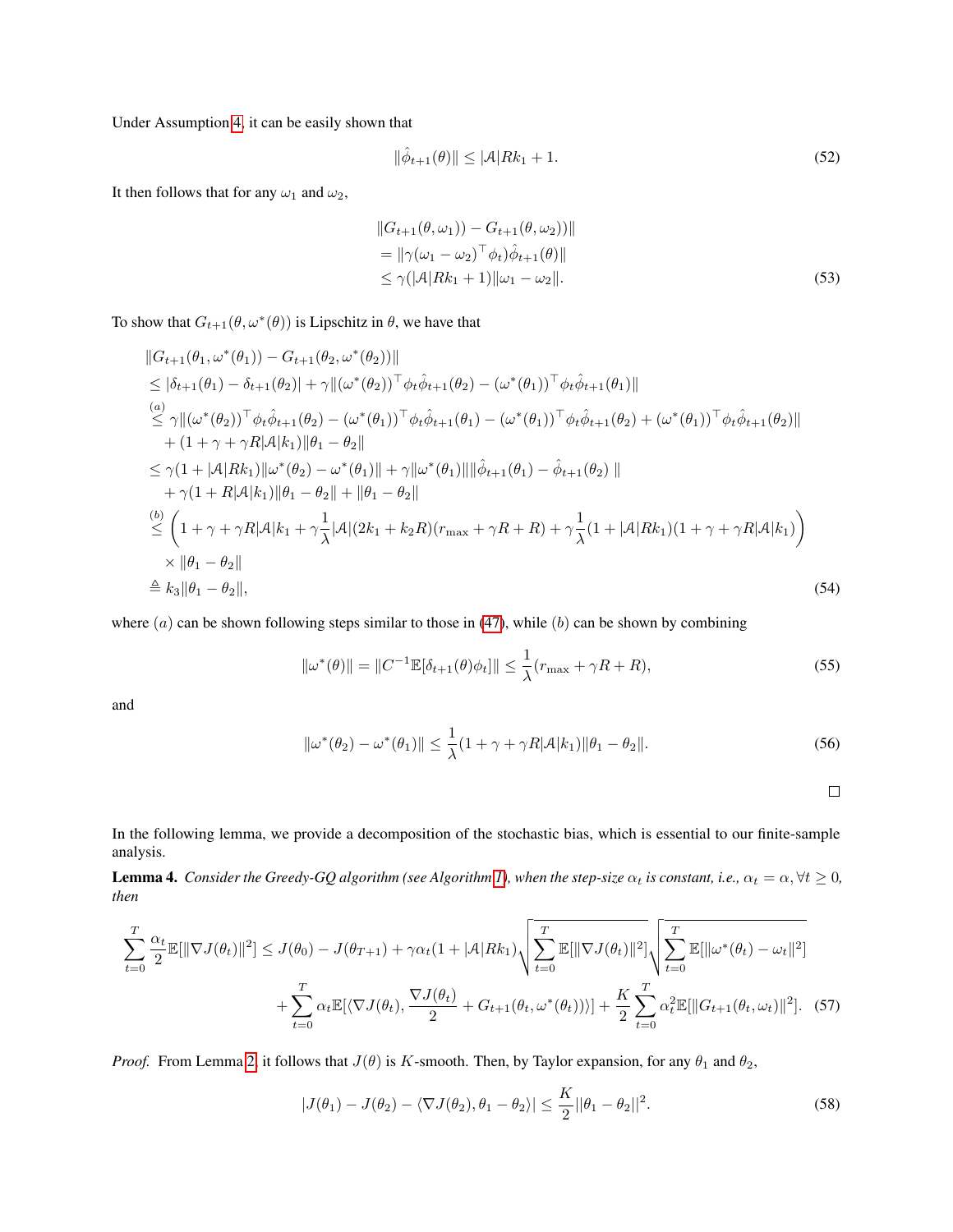Under Assumption 4, it can be easily shown that

$$\|\hat{\phi}_{t+1}(\theta)\| \leq |\mathcal{A}|Rk_1 + 1. \tag{52}$$

It then follows that for any $\omega_1$ and $\omega_2$,

$$\begin{aligned}
&\|G_{t+1}(\theta, \omega_1)) - G_{t+1}(\theta, \omega_2))\| \\
&= \|\gamma(\omega_1 - \omega_2)^\top \phi_t)\hat{\phi}_{t+1}(\theta)\| \\
&\leq \gamma(|\mathcal{A}|Rk_1 + 1)\|\omega_1 - \omega_2\|.
\end{aligned} \tag{53}$$

To show that $G_{t+1}(\theta, \omega^*(\theta))$ is Lipschitz in $\theta$, we have that

$$\begin{aligned}
&\|G_{t+1}(\theta_1, \omega^*(\theta_1)) - G_{t+1}(\theta_2, \omega^*(\theta_2))\| \\
&\leq |\delta_{t+1}(\theta_1) - \delta_{t+1}(\theta_2)| + \gamma\|(\omega^*(\theta_2))^\top \phi_t \hat{\phi}_{t+1}(\theta_2) - (\omega^*(\theta_1))^\top \phi_t \hat{\phi}_{t+1}(\theta_1)\| \\
&\overset{(a)}{\leq} \gamma\|(\omega^*(\theta_2))^\top \phi_t \hat{\phi}_{t+1}(\theta_2) - (\omega^*(\theta_1))^\top \phi_t \hat{\phi}_{t+1}(\theta_1) - (\omega^*(\theta_1))^\top \phi_t \hat{\phi}_{t+1}(\theta_2) + (\omega^*(\theta_1))^\top \phi_t \hat{\phi}_{t+1}(\theta_2)\| \\
&\quad + (1 + \gamma + \gamma R|\mathcal{A}|k_1)\|\theta_1 - \theta_2\| \\
&\leq \gamma(1 + |\mathcal{A}|Rk_1)\|\omega^*(\theta_2) - \omega^*(\theta_1)\| + \gamma\|\omega^*(\theta_1)\|\|\hat{\phi}_{t+1}(\theta_1) - \hat{\phi}_{t+1}(\theta_2)\| \\
&\quad + \gamma(1 + R|\mathcal{A}|k_1)\|\theta_1 - \theta_2\| + \|\theta_1 - \theta_2\| \\
&\overset{(b)}{\leq} \left(1 + \gamma + \gamma R|\mathcal{A}|k_1 + \gamma\frac{1}{\lambda}|\mathcal{A}|(2k_1 + k_2 R)(r_{\max} + \gamma R + R) + \gamma\frac{1}{\lambda}(1 + |\mathcal{A}|Rk_1)(1 + \gamma + \gamma R|\mathcal{A}|k_1)\right) \\
&\quad \times \|\theta_1 - \theta_2\| \\
&\triangleq k_3\|\theta_1 - \theta_2\|,
\end{aligned} \tag{54}$$

where $(a)$ can be shown following steps similar to those in (47), while $(b)$ can be shown by combining

$$\|\omega^*(\theta)\| = \|C^{-1}\mathbb{E}[\delta_{t+1}(\theta)\phi_t]\| \leq \frac{1}{\lambda}(r_{\max} + \gamma R + R), \tag{55}$$

and

$$\|\omega^*(\theta_2) - \omega^*(\theta_1)\| \leq \frac{1}{\lambda}(1 + \gamma + \gamma R|\mathcal{A}|k_1)\|\theta_1 - \theta_2\|. \tag{56}$$

□

In the following lemma, we provide a decomposition of the stochastic bias, which is essential to our finite-sample analysis.

**Lemma 4.** *Consider the Greedy-GQ algorithm (see Algorithm 1), when the step-size $\alpha_t$ is constant, i.e., $\alpha_t = \alpha, \forall t \geq 0$, then*

$$\begin{aligned}
\sum_{t=0}^{T} \frac{\alpha_t}{2}\mathbb{E}[\|\nabla J(\theta_t)\|^2] \leq\ & J(\theta_0) - J(\theta_{T+1}) + \gamma\alpha_t(1 + |\mathcal{A}|Rk_1)\sqrt{\sum_{t=0}^{T}\mathbb{E}[\|\nabla J(\theta_t)\|^2]}\sqrt{\sum_{t=0}^{T}\mathbb{E}[\|\omega^*(\theta_t) - \omega_t\|^2]} \\
&+ \sum_{t=0}^{T}\alpha_t\mathbb{E}[\langle\nabla J(\theta_t), \frac{\nabla J(\theta_t)}{2} + G_{t+1}(\theta_t, \omega^*(\theta_t))\rangle] + \frac{K}{2}\sum_{t=0}^{T}\alpha_t^2\mathbb{E}[\|G_{t+1}(\theta_t, \omega_t)\|^2].
\end{aligned} \tag{57}$$

*Proof.* From Lemma 2, it follows that $J(\theta)$ is $K$-smooth. Then, by Taylor expansion, for any $\theta_1$ and $\theta_2$,

$$|J(\theta_1) - J(\theta_2) - \langle\nabla J(\theta_2), \theta_1 - \theta_2\rangle| \leq \frac{K}{2}\|\theta_1 - \theta_2\|^2. \tag{58}$$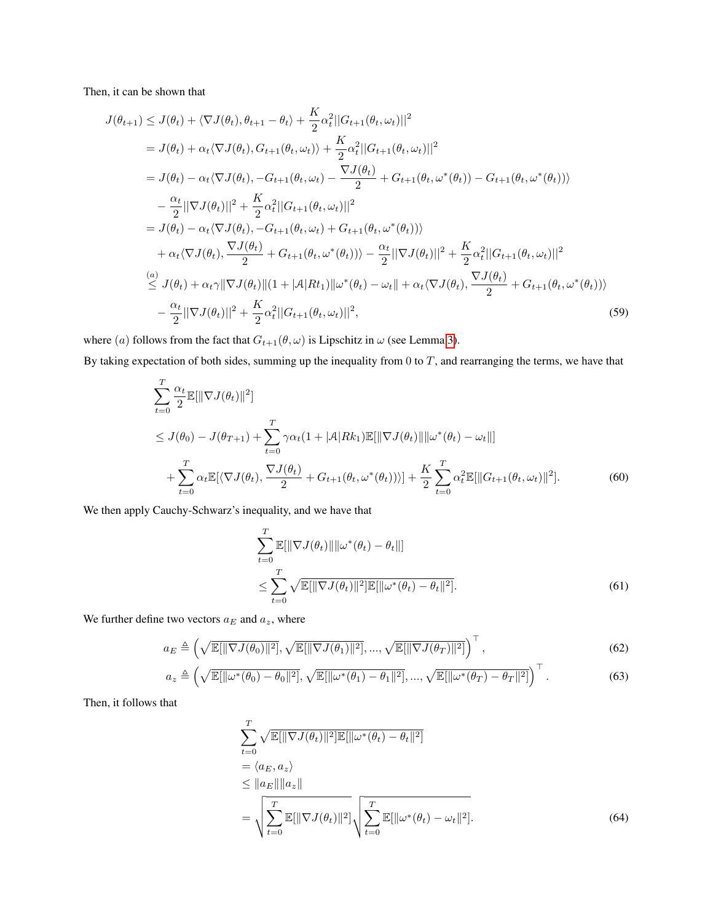Then, it can be shown that

$$
\begin{aligned}
J(\theta_{t+1}) &\leq J(\theta_t) + \langle \nabla J(\theta_t), \theta_{t+1} - \theta_t \rangle + \frac{K}{2}\alpha_t^2 ||G_{t+1}(\theta_t, \omega_t)||^2 \\
&= J(\theta_t) + \alpha_t \langle \nabla J(\theta_t), G_{t+1}(\theta_t, \omega_t) \rangle + \frac{K}{2}\alpha_t^2 ||G_{t+1}(\theta_t, \omega_t)||^2 \\
&= J(\theta_t) - \alpha_t \langle \nabla J(\theta_t), -G_{t+1}(\theta_t, \omega_t) - \frac{\nabla J(\theta_t)}{2} + G_{t+1}(\theta_t, \omega^*(\theta_t)) - G_{t+1}(\theta_t, \omega^*(\theta_t)) \rangle \\
&\quad - \frac{\alpha_t}{2} ||\nabla J(\theta_t)||^2 + \frac{K}{2}\alpha_t^2 ||G_{t+1}(\theta_t, \omega_t)||^2 \\
&= J(\theta_t) - \alpha_t \langle \nabla J(\theta_t), -G_{t+1}(\theta_t, \omega_t) + G_{t+1}(\theta_t, \omega^*(\theta_t)) \rangle \\
&\quad + \alpha_t \langle \nabla J(\theta_t), \frac{\nabla J(\theta_t)}{2} + G_{t+1}(\theta_t, \omega^*(\theta_t)) \rangle - \frac{\alpha_t}{2} ||\nabla J(\theta_t)||^2 + \frac{K}{2}\alpha_t^2 ||G_{t+1}(\theta_t, \omega_t)||^2 \\
&\overset{(a)}{\leq} J(\theta_t) + \alpha_t \gamma \|\nabla J(\theta_t)\| (1 + |\mathcal{A}| R t_1) \|\omega^*(\theta_t) - \omega_t\| + \alpha_t \langle \nabla J(\theta_t), \frac{\nabla J(\theta_t)}{2} + G_{t+1}(\theta_t, \omega^*(\theta_t)) \rangle \\
&\quad - \frac{\alpha_t}{2} ||\nabla J(\theta_t)||^2 + \frac{K}{2}\alpha_t^2 ||G_{t+1}(\theta_t, \omega_t)||^2,
\end{aligned} \tag{59}
$$

where $(a)$ follows from the fact that $G_{t+1}(\theta, \omega)$ is Lipschitz in $\omega$ (see Lemma 3).

By taking expectation of both sides, summing up the inequality from 0 to $T$, and rearranging the terms, we have that

$$
\begin{aligned}
&\sum_{t=0}^{T} \frac{\alpha_t}{2} \mathbb{E}[\|\nabla J(\theta_t)\|^2] \\
&\leq J(\theta_0) - J(\theta_{T+1}) + \sum_{t=0}^{T} \gamma \alpha_t (1 + |\mathcal{A}| R k_1) \mathbb{E}[\|\nabla J(\theta_t)\| \|\omega^*(\theta_t) - \omega_t\|] \\
&\quad + \sum_{t=0}^{T} \alpha_t \mathbb{E}[\langle \nabla J(\theta_t), \frac{\nabla J(\theta_t)}{2} + G_{t+1}(\theta_t, \omega^*(\theta_t)) \rangle] + \frac{K}{2} \sum_{t=0}^{T} \alpha_t^2 \mathbb{E}[\|G_{t+1}(\theta_t, \omega_t)\|^2].
\end{aligned} \tag{60}
$$

We then apply Cauchy-Schwarz's inequality, and we have that

$$
\begin{aligned}
&\sum_{t=0}^{T} \mathbb{E}[\|\nabla J(\theta_t)\| \|\omega^*(\theta_t) - \theta_t\|] \\
&\leq \sum_{t=0}^{T} \sqrt{\mathbb{E}[\|\nabla J(\theta_t)\|^2] \mathbb{E}[\|\omega^*(\theta_t) - \theta_t\|^2]}.
\end{aligned} \tag{61}
$$

We further define two vectors $a_E$ and $a_z$, where

$$
a_E \triangleq \left( \sqrt{\mathbb{E}[\|\nabla J(\theta_0)\|^2]}, \sqrt{\mathbb{E}[\|\nabla J(\theta_1)\|^2]}, ..., \sqrt{\mathbb{E}[\|\nabla J(\theta_T)\|^2]} \right)^\top, \tag{62}
$$

$$
a_z \triangleq \left( \sqrt{\mathbb{E}[\|\omega^*(\theta_0) - \theta_0\|^2]}, \sqrt{\mathbb{E}[\|\omega^*(\theta_1) - \theta_1\|^2]}, ..., \sqrt{\mathbb{E}[\|\omega^*(\theta_T) - \theta_T\|^2]} \right)^\top. \tag{63}
$$

Then, it follows that

$$
\begin{aligned}
&\sum_{t=0}^{T} \sqrt{\mathbb{E}[\|\nabla J(\theta_t)\|^2] \mathbb{E}[\|\omega^*(\theta_t) - \theta_t\|^2]} \\
&= \langle a_E, a_z \rangle \\
&\leq \|a_E\| \|a_z\| \\
&= \sqrt{\sum_{t=0}^{T} \mathbb{E}[\|\nabla J(\theta_t)\|^2]} \sqrt{\sum_{t=0}^{T} \mathbb{E}[\|\omega^*(\theta_t) - \omega_t\|^2]}.
\end{aligned} \tag{64}
$$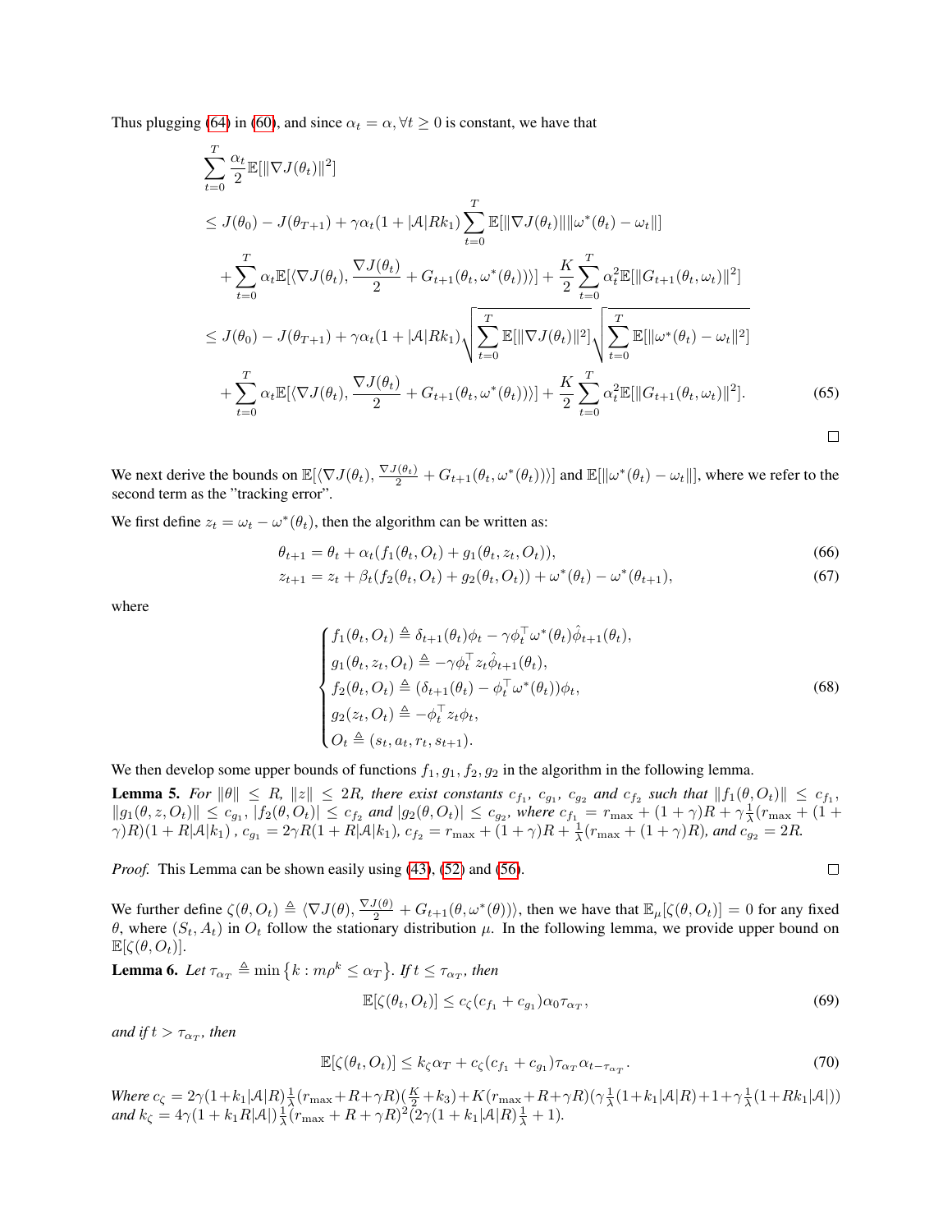Thus plugging (64) in (60), and since $\alpha_t = \alpha, \forall t \geq 0$ is constant, we have that

$$
\begin{aligned}
&\sum_{t=0}^{T} \frac{\alpha_t}{2} \mathbb{E}[\|\nabla J(\theta_t)\|^2] \\
&\leq J(\theta_0) - J(\theta_{T+1}) + \gamma \alpha_t (1 + |\mathcal{A}| R k_1) \sum_{t=0}^{T} \mathbb{E}[\|\nabla J(\theta_t)\| \|\omega^*(\theta_t) - \omega_t\|] \\
&\quad + \sum_{t=0}^{T} \alpha_t \mathbb{E}[\langle \nabla J(\theta_t), \frac{\nabla J(\theta_t)}{2} + G_{t+1}(\theta_t, \omega^*(\theta_t)) \rangle] + \frac{K}{2} \sum_{t=0}^{T} \alpha_t^2 \mathbb{E}[\|G_{t+1}(\theta_t, \omega_t)\|^2] \\
&\leq J(\theta_0) - J(\theta_{T+1}) + \gamma \alpha_t (1 + |\mathcal{A}| R k_1) \sqrt{\sum_{t=0}^{T} \mathbb{E}[\|\nabla J(\theta_t)\|^2]} \sqrt{\sum_{t=0}^{T} \mathbb{E}[\|\omega^*(\theta_t) - \omega_t\|^2]} \\
&\quad + \sum_{t=0}^{T} \alpha_t \mathbb{E}[\langle \nabla J(\theta_t), \frac{\nabla J(\theta_t)}{2} + G_{t+1}(\theta_t, \omega^*(\theta_t)) \rangle] + \frac{K}{2} \sum_{t=0}^{T} \alpha_t^2 \mathbb{E}[\|G_{t+1}(\theta_t, \omega_t)\|^2]. \qquad (65)
\end{aligned}
$$

□

We next derive the bounds on $\mathbb{E}[\langle \nabla J(\theta_t), \frac{\nabla J(\theta_t)}{2} + G_{t+1}(\theta_t, \omega^*(\theta_t)) \rangle]$ and $\mathbb{E}[\|\omega^*(\theta_t) - \omega_t\|]$, where we refer to the second term as the "tracking error".

We first define $z_t = \omega_t - \omega^*(\theta_t)$, then the algorithm can be written as:

$$\theta_{t+1} = \theta_t + \alpha_t (f_1(\theta_t, O_t) + g_1(\theta_t, z_t, O_t)), \qquad (66)$$

$$z_{t+1} = z_t + \beta_t (f_2(\theta_t, O_t) + g_2(\theta_t, O_t)) + \omega^*(\theta_t) - \omega^*(\theta_{t+1}), \qquad (67)$$

where

$$
\begin{cases}
f_1(\theta_t, O_t) \triangleq \delta_{t+1}(\theta_t)\phi_t - \gamma \phi_t^\top \omega^*(\theta_t) \hat{\phi}_{t+1}(\theta_t), \\
g_1(\theta_t, z_t, O_t) \triangleq -\gamma \phi_t^\top z_t \hat{\phi}_{t+1}(\theta_t), \\
f_2(\theta_t, O_t) \triangleq (\delta_{t+1}(\theta_t) - \phi_t^\top \omega^*(\theta_t))\phi_t, \\
g_2(z_t, O_t) \triangleq -\phi_t^\top z_t \phi_t, \\
O_t \triangleq (s_t, a_t, r_t, s_{t+1}).
\end{cases} \qquad (68)
$$

We then develop some upper bounds of functions $f_1, g_1, f_2, g_2$ in the algorithm in the following lemma.

**Lemma 5.** *For $\|\theta\| \leq R$, $\|z\| \leq 2R$, there exist constants $c_{f_1}$, $c_{g_1}$, $c_{g_2}$ and $c_{f_2}$ such that $\|f_1(\theta, O_t)\| \leq c_{f_1}$, $\|g_1(\theta, z, O_t)\| \leq c_{g_1}$, $|f_2(\theta, O_t)| \leq c_{f_2}$ and $|g_2(\theta, O_t)| \leq c_{g_2}$, where $c_{f_1} = r_{\max} + (1+\gamma)R + \gamma \frac{1}{\lambda}(r_{\max} + (1+\gamma)R)(1 + R|\mathcal{A}|k_1)$ , $c_{g_1} = 2\gamma R(1 + R|\mathcal{A}|k_1)$, $c_{f_2} = r_{\max} + (1+\gamma)R + \frac{1}{\lambda}(r_{\max} + (1+\gamma)R)$, and $c_{g_2} = 2R$.*

*Proof.* This Lemma can be shown easily using (43), (52) and (56). □

We further define $\zeta(\theta, O_t) \triangleq \langle \nabla J(\theta), \frac{\nabla J(\theta)}{2} + G_{t+1}(\theta, \omega^*(\theta)) \rangle$, then we have that $\mathbb{E}_\mu[\zeta(\theta, O_t)] = 0$ for any fixed $\theta$, where $(S_t, A_t)$ in $O_t$ follow the stationary distribution $\mu$. In the following lemma, we provide upper bound on $\mathbb{E}[\zeta(\theta, O_t)]$.

**Lemma 6.** *Let $\tau_{\alpha_T} \triangleq \min\{k : m\rho^k \leq \alpha_T\}$. If $t \leq \tau_{\alpha_T}$, then*

$$\mathbb{E}[\zeta(\theta_t, O_t)] \leq c_\zeta (c_{f_1} + c_{g_1}) \alpha_0 \tau_{\alpha_T}, \qquad (69)$$

*and if $t > \tau_{\alpha_T}$, then*

$$\mathbb{E}[\zeta(\theta_t, O_t)] \leq k_\zeta \alpha_T + c_\zeta (c_{f_1} + c_{g_1}) \tau_{\alpha_T} \alpha_{t - \tau_{\alpha_T}}. \qquad (70)$$

*Where $c_\zeta = 2\gamma(1 + k_1|\mathcal{A}|R)\frac{1}{\lambda}(r_{\max} + R + \gamma R)(\frac{K}{2} + k_3) + K(r_{\max} + R + \gamma R)(\gamma \frac{1}{\lambda}(1 + k_1|\mathcal{A}|R) + 1 + \gamma \frac{1}{\lambda}(1 + Rk_1|\mathcal{A}|))$ and $k_\zeta = 4\gamma(1 + k_1 R|\mathcal{A}|)\frac{1}{\lambda}(r_{\max} + R + \gamma R)^2(2\gamma(1 + k_1|\mathcal{A}|R)\frac{1}{\lambda} + 1)$.*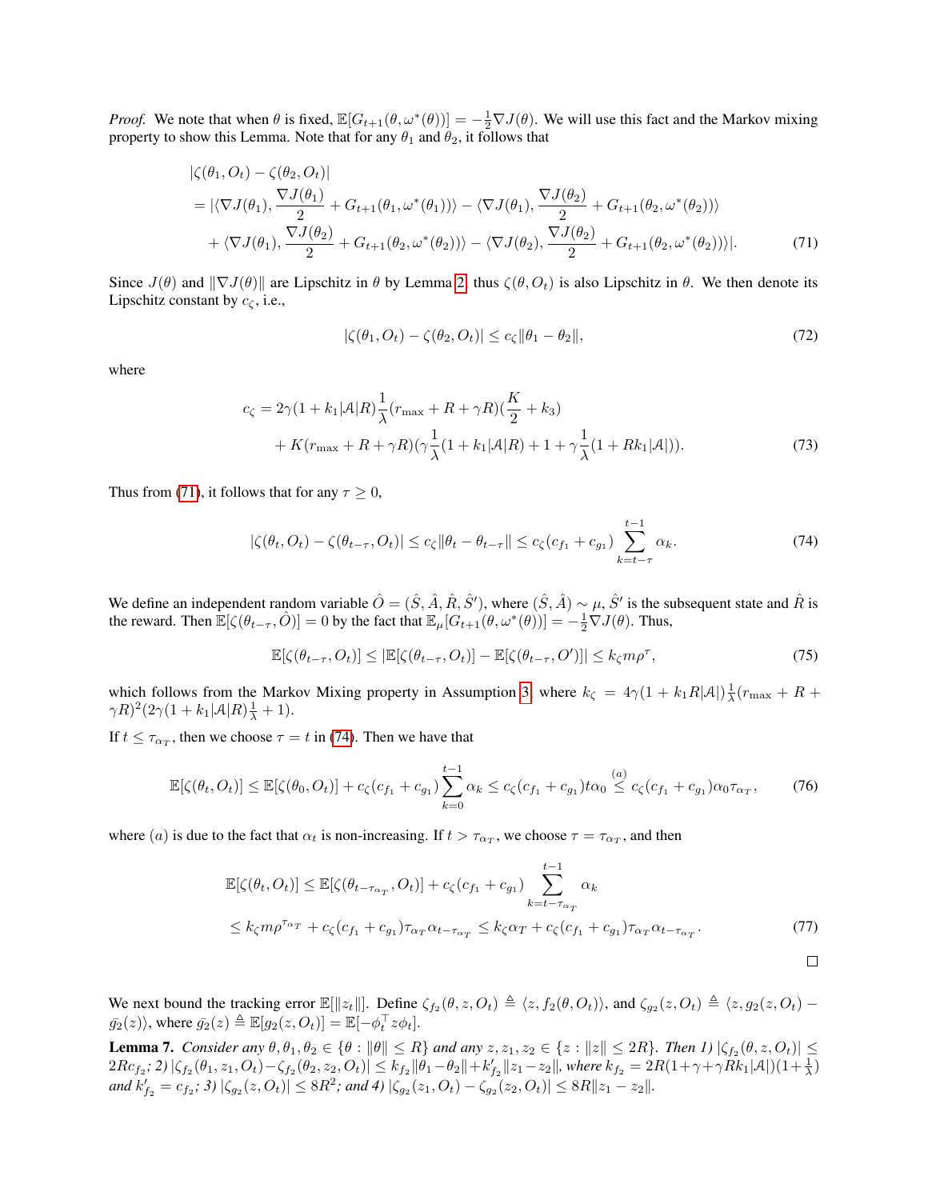*Proof.* We note that when $\theta$ is fixed, $\mathbb{E}[G_{t+1}(\theta, \omega^*(\theta))] = -\frac{1}{2}\nabla J(\theta)$. We will use this fact and the Markov mixing property to show this Lemma. Note that for any $\theta_1$ and $\theta_2$, it follows that

$$
\begin{aligned}
&|\zeta(\theta_1, O_t) - \zeta(\theta_2, O_t)| \\
&= |\langle \nabla J(\theta_1), \frac{\nabla J(\theta_1)}{2} + G_{t+1}(\theta_1, \omega^*(\theta_1))\rangle - \langle \nabla J(\theta_1), \frac{\nabla J(\theta_2)}{2} + G_{t+1}(\theta_2, \omega^*(\theta_2))\rangle \\
&\quad + \langle \nabla J(\theta_1), \frac{\nabla J(\theta_2)}{2} + G_{t+1}(\theta_2, \omega^*(\theta_2))\rangle - \langle \nabla J(\theta_2), \frac{\nabla J(\theta_2)}{2} + G_{t+1}(\theta_2, \omega^*(\theta_2))\rangle|.
\end{aligned} \tag{71}
$$

Since $J(\theta)$ and $\|\nabla J(\theta)\|$ are Lipschitz in $\theta$ by Lemma 2, thus $\zeta(\theta, O_t)$ is also Lipschitz in $\theta$. We then denote its Lipschitz constant by $c_\zeta$, i.e.,

$$
|\zeta(\theta_1, O_t) - \zeta(\theta_2, O_t)| \leq c_\zeta \|\theta_1 - \theta_2\|, \tag{72}
$$

where

$$
\begin{aligned}
c_\zeta &= 2\gamma(1 + k_1|\mathcal{A}|R)\frac{1}{\lambda}(r_{\max} + R + \gamma R)(\frac{K}{2} + k_3) \\
&\quad + K(r_{\max} + R + \gamma R)(\gamma\frac{1}{\lambda}(1 + k_1|\mathcal{A}|R) + 1 + \gamma\frac{1}{\lambda}(1 + Rk_1|\mathcal{A}|)).
\end{aligned} \tag{73}
$$

Thus from (71), it follows that for any $\tau \geq 0$,

$$
|\zeta(\theta_t, O_t) - \zeta(\theta_{t-\tau}, O_t)| \leq c_\zeta \|\theta_t - \theta_{t-\tau}\| \leq c_\zeta(c_{f_1} + c_{g_1})\sum_{k=t-\tau}^{t-1} \alpha_k. \tag{74}
$$

We define an independent random variable $\hat{O} = (\hat{S}, \hat{A}, \hat{R}, \hat{S}')$, where $(\hat{S}, \hat{A}) \sim \mu$, $\hat{S}'$ is the subsequent state and $\hat{R}$ is the reward. Then $\mathbb{E}[\zeta(\theta_{t-\tau}, \hat{O})] = 0$ by the fact that $\mathbb{E}_\mu[G_{t+1}(\theta, \omega^*(\theta))] = -\frac{1}{2}\nabla J(\theta)$. Thus,

$$
\mathbb{E}[\zeta(\theta_{t-\tau}, O_t)] \leq |\mathbb{E}[\zeta(\theta_{t-\tau}, O_t)] - \mathbb{E}[\zeta(\theta_{t-\tau}, O')]| \leq k_\zeta m\rho^\tau, \tag{75}
$$

which follows from the Markov Mixing property in Assumption 3, where $k_\zeta = 4\gamma(1 + k_1R|\mathcal{A}|)\frac{1}{\lambda}(r_{\max} + R + \gamma R)^2(2\gamma(1 + k_1|\mathcal{A}|R)\frac{1}{\lambda} + 1)$.

If $t \leq \tau_{\alpha_T}$, then we choose $\tau = t$ in (74). Then we have that

$$
\mathbb{E}[\zeta(\theta_t, O_t)] \leq \mathbb{E}[\zeta(\theta_0, O_t)] + c_\zeta(c_{f_1} + c_{g_1})\sum_{k=0}^{t-1} \alpha_k \leq c_\zeta(c_{f_1} + c_{g_1})t\alpha_0 \overset{(a)}{\leq} c_\zeta(c_{f_1} + c_{g_1})\alpha_0\tau_{\alpha_T}, \tag{76}
$$

where $(a)$ is due to the fact that $\alpha_t$ is non-increasing. If $t > \tau_{\alpha_T}$, we choose $\tau = \tau_{\alpha_T}$, and then

$$
\begin{aligned}
\mathbb{E}[\zeta(\theta_t, O_t)] &\leq \mathbb{E}[\zeta(\theta_{t-\tau_{\alpha_T}}, O_t)] + c_\zeta(c_{f_1} + c_{g_1})\sum_{k=t-\tau_{\alpha_T}}^{t-1} \alpha_k \\
&\leq k_\zeta m\rho^{\tau_{\alpha_T}} + c_\zeta(c_{f_1} + c_{g_1})\tau_{\alpha_T}\alpha_{t-\tau_{\alpha_T}} \leq k_\zeta\alpha_T + c_\zeta(c_{f_1} + c_{g_1})\tau_{\alpha_T}\alpha_{t-\tau_{\alpha_T}}.
\end{aligned} \tag{77}
$$

□

We next bound the tracking error $\mathbb{E}[\|z_t\|]$. Define $\zeta_{f_2}(\theta, z, O_t) \triangleq \langle z, f_2(\theta, O_t)\rangle$, and $\zeta_{g_2}(z, O_t) \triangleq \langle z, g_2(z, O_t) - \bar{g}_2(z)\rangle$, where $\bar{g}_2(z) \triangleq \mathbb{E}[g_2(z, O_t)] = \mathbb{E}[-\phi_t^\top z\phi_t]$.

**Lemma 7.** *Consider any $\theta, \theta_1, \theta_2 \in \{\theta : \|\theta\| \leq R\}$ and any $z, z_1, z_2 \in \{z : \|z\| \leq 2R\}$. Then 1) $|\zeta_{f_2}(\theta, z, O_t)| \leq 2Rc_{f_2}$; 2) $|\zeta_{f_2}(\theta_1, z_1, O_t) - \zeta_{f_2}(\theta_2, z_2, O_t)| \leq k_{f_2}\|\theta_1 - \theta_2\| + k'_{f_2}\|z_1 - z_2\|$, where $k_{f_2} = 2R(1 + \gamma + \gamma Rk_1|\mathcal{A}|)(1 + \frac{1}{\lambda})$ and $k'_{f_2} = c_{f_2}$; 3) $|\zeta_{g_2}(z, O_t)| \leq 8R^2$; and 4) $|\zeta_{g_2}(z_1, O_t) - \zeta_{g_2}(z_2, O_t)| \leq 8R\|z_1 - z_2\|$.*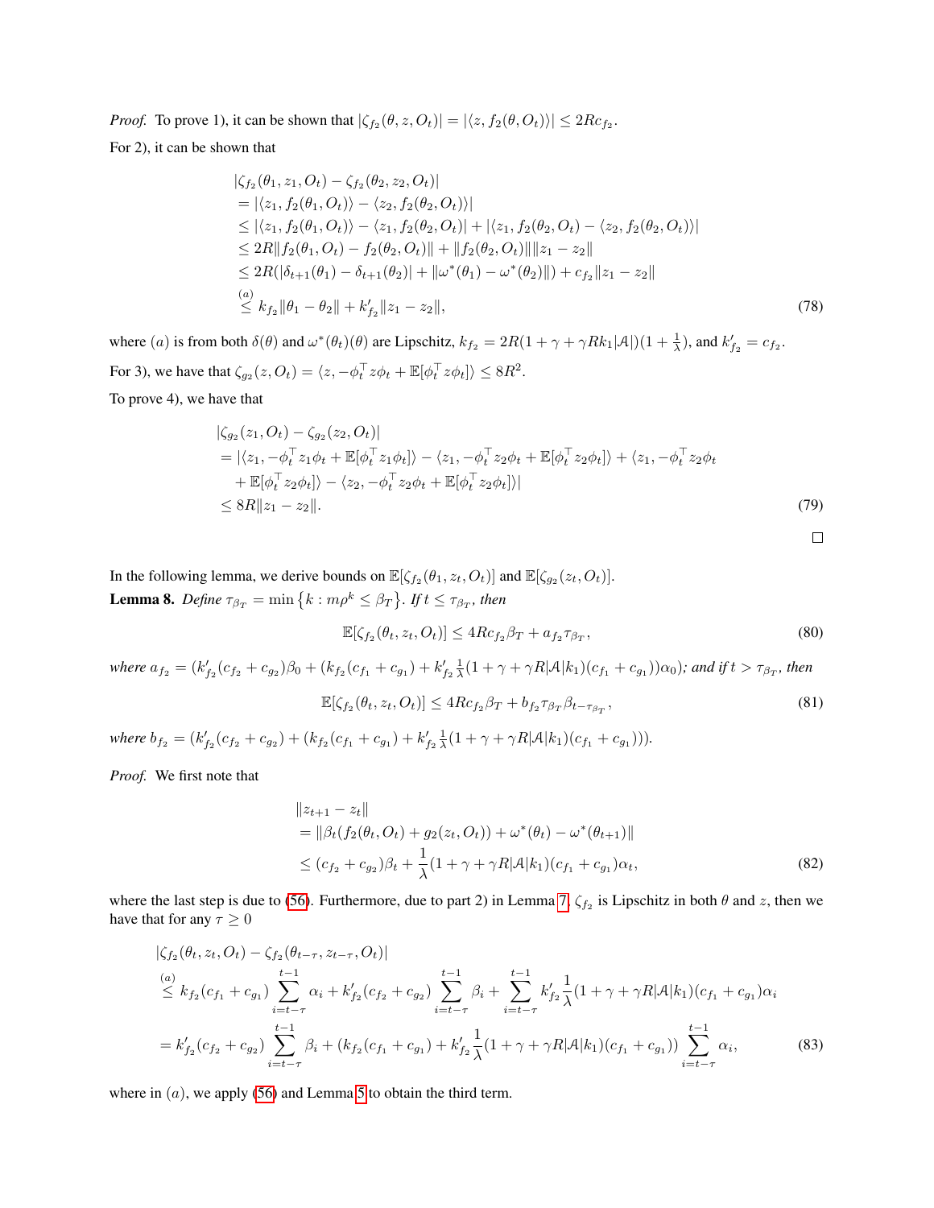*Proof.* To prove 1), it can be shown that $|\zeta_{f_2}(\theta, z, O_t)| = |\langle z, f_2(\theta, O_t)\rangle| \leq 2Rc_{f_2}$.

For 2), it can be shown that

$$
\begin{aligned}
&|\zeta_{f_2}(\theta_1, z_1, O_t) - \zeta_{f_2}(\theta_2, z_2, O_t)| \\
&= |\langle z_1, f_2(\theta_1, O_t)\rangle - \langle z_2, f_2(\theta_2, O_t)\rangle| \\
&\leq |\langle z_1, f_2(\theta_1, O_t)\rangle - \langle z_1, f_2(\theta_2, O_t)| + |\langle z_1, f_2(\theta_2, O_t) - \langle z_2, f_2(\theta_2, O_t)\rangle| \\
&\leq 2R\|f_2(\theta_1, O_t) - f_2(\theta_2, O_t)\| + \|f_2(\theta_2, O_t)\|\|z_1 - z_2\| \\
&\leq 2R(|\delta_{t+1}(\theta_1) - \delta_{t+1}(\theta_2)| + \|\omega^*(\theta_1) - \omega^*(\theta_2)\|) + c_{f_2}\|z_1 - z_2\| \\
&\overset{(a)}{\leq} k_{f_2}\|\theta_1 - \theta_2\| + k'_{f_2}\|z_1 - z_2\|,
\end{aligned} \tag{78}
$$

where $(a)$ is from both $\delta(\theta)$ and $\omega^*(\theta_t)(\theta)$ are Lipschitz, $k_{f_2} = 2R(1+\gamma+\gamma Rk_1|\mathcal{A}|)(1+\frac{1}{\lambda})$, and $k'_{f_2} = c_{f_2}$.

For 3), we have that $\zeta_{g_2}(z, O_t) = \langle z, -\phi_t^\top z\phi_t + \mathbb{E}[\phi_t^\top z\phi_t]\rangle \leq 8R^2$.

To prove 4), we have that

$$
\begin{aligned}
&|\zeta_{g_2}(z_1, O_t) - \zeta_{g_2}(z_2, O_t)| \\
&= |\langle z_1, -\phi_t^\top z_1\phi_t + \mathbb{E}[\phi_t^\top z_1\phi_t]\rangle - \langle z_1, -\phi_t^\top z_2\phi_t + \mathbb{E}[\phi_t^\top z_2\phi_t]\rangle + \langle z_1, -\phi_t^\top z_2\phi_t \\
&\quad + \mathbb{E}[\phi_t^\top z_2\phi_t]\rangle - \langle z_2, -\phi_t^\top z_2\phi_t + \mathbb{E}[\phi_t^\top z_2\phi_t]\rangle| \\
&\leq 8R\|z_1 - z_2\|.
\end{aligned} \tag{79}
$$

□

In the following lemma, we derive bounds on $\mathbb{E}[\zeta_{f_2}(\theta_1, z_t, O_t)]$ and $\mathbb{E}[\zeta_{g_2}(z_t, O_t)]$.

**Lemma 8.** *Define* $\tau_{\beta_T} = \min\left\{k : m\rho^k \leq \beta_T\right\}$*. If* $t \leq \tau_{\beta_T}$*, then*

$$
\mathbb{E}[\zeta_{f_2}(\theta_t, z_t, O_t)] \leq 4Rc_{f_2}\beta_T + a_{f_2}\tau_{\beta_T}, \tag{80}
$$

*where* $a_{f_2} = (k'_{f_2}(c_{f_2} + c_{g_2})\beta_0 + (k_{f_2}(c_{f_1} + c_{g_1}) + k'_{f_2}\frac{1}{\lambda}(1+\gamma+\gamma R|\mathcal{A}|k_1)(c_{f_1} + c_{g_1}))\alpha_0)$*; and if* $t > \tau_{\beta_T}$*, then*

$$
\mathbb{E}[\zeta_{f_2}(\theta_t, z_t, O_t)] \leq 4Rc_{f_2}\beta_T + b_{f_2}\tau_{\beta_T}\beta_{t-\tau_{\beta_T}}, \tag{81}
$$

*where* $b_{f_2} = (k'_{f_2}(c_{f_2} + c_{g_2}) + (k_{f_2}(c_{f_1} + c_{g_1}) + k'_{f_2}\frac{1}{\lambda}(1+\gamma+\gamma R|\mathcal{A}|k_1)(c_{f_1} + c_{g_1})))$.

*Proof.* We first note that

$$
\begin{aligned}
&\|z_{t+1} - z_t\| \\
&= \|\beta_t(f_2(\theta_t, O_t) + g_2(z_t, O_t)) + \omega^*(\theta_t) - \omega^*(\theta_{t+1})\| \\
&\leq (c_{f_2} + c_{g_2})\beta_t + \frac{1}{\lambda}(1+\gamma+\gamma R|\mathcal{A}|k_1)(c_{f_1} + c_{g_1})\alpha_t,
\end{aligned} \tag{82}
$$

where the last step is due to (56). Furthermore, due to part 2) in Lemma 7, $\zeta_{f_2}$ is Lipschitz in both $\theta$ and $z$, then we have that for any $\tau \geq 0$

$$
\begin{aligned}
&|\zeta_{f_2}(\theta_t, z_t, O_t) - \zeta_{f_2}(\theta_{t-\tau}, z_{t-\tau}, O_t)| \\
&\overset{(a)}{\leq} k_{f_2}(c_{f_1} + c_{g_1})\sum_{i=t-\tau}^{t-1}\alpha_i + k'_{f_2}(c_{f_2} + c_{g_2})\sum_{i=t-\tau}^{t-1}\beta_i + \sum_{i=t-\tau}^{t-1}k'_{f_2}\frac{1}{\lambda}(1+\gamma+\gamma R|\mathcal{A}|k_1)(c_{f_1} + c_{g_1})\alpha_i \\
&= k'_{f_2}(c_{f_2} + c_{g_2})\sum_{i=t-\tau}^{t-1}\beta_i + (k_{f_2}(c_{f_1} + c_{g_1}) + k'_{f_2}\frac{1}{\lambda}(1+\gamma+\gamma R|\mathcal{A}|k_1)(c_{f_1} + c_{g_1}))\sum_{i=t-\tau}^{t-1}\alpha_i,
\end{aligned} \tag{83}
$$

where in $(a)$, we apply (56) and Lemma 5 to obtain the third term.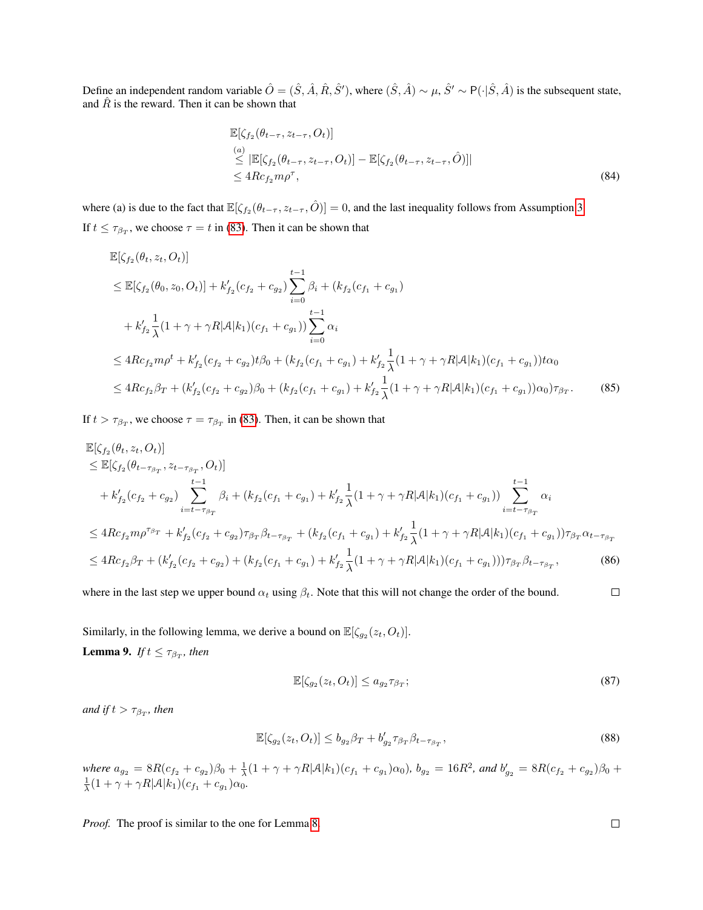Define an independent random variable $\hat{O} = (\hat{S}, \hat{A}, \hat{R}, \hat{S}')$, where $(\hat{S}, \hat{A}) \sim \mu$, $\hat{S}' \sim \mathsf{P}(\cdot|\hat{S}, \hat{A})$ is the subsequent state, and $\hat{R}$ is the reward. Then it can be shown that

$$
\begin{aligned}
&\mathbb{E}[\zeta_{f_2}(\theta_{t-\tau}, z_{t-\tau}, O_t)] \\
&\overset{(a)}{\leq} |\mathbb{E}[\zeta_{f_2}(\theta_{t-\tau}, z_{t-\tau}, O_t)] - \mathbb{E}[\zeta_{f_2}(\theta_{t-\tau}, z_{t-\tau}, \hat{O})]| \\
&\leq 4Rc_{f_2} m\rho^{\tau},
\end{aligned} \tag{84}
$$

where (a) is due to the fact that $\mathbb{E}[\zeta_{f_2}(\theta_{t-\tau}, z_{t-\tau}, \hat{O})] = 0$, and the last inequality follows from Assumption 3.

If $t \leq \tau_{\beta_T}$, we choose $\tau = t$ in (83). Then it can be shown that

$$
\begin{aligned}
&\mathbb{E}[\zeta_{f_2}(\theta_t, z_t, O_t)] \\
&\leq \mathbb{E}[\zeta_{f_2}(\theta_0, z_0, O_t)] + k'_{f_2}(c_{f_2} + c_{g_2}) \sum_{i=0}^{t-1} \beta_i + (k_{f_2}(c_{f_1} + c_{g_1}) \\
&\quad + k'_{f_2} \frac{1}{\lambda}(1 + \gamma + \gamma R|\mathcal{A}|k_1)(c_{f_1} + c_{g_1})) \sum_{i=0}^{t-1} \alpha_i \\
&\leq 4Rc_{f_2} m\rho^t + k'_{f_2}(c_{f_2} + c_{g_2}) t\beta_0 + (k_{f_2}(c_{f_1} + c_{g_1}) + k'_{f_2} \frac{1}{\lambda}(1 + \gamma + \gamma R|\mathcal{A}|k_1)(c_{f_1} + c_{g_1})) t\alpha_0 \\
&\leq 4Rc_{f_2}\beta_T + (k'_{f_2}(c_{f_2} + c_{g_2})\beta_0 + (k_{f_2}(c_{f_1} + c_{g_1}) + k'_{f_2} \frac{1}{\lambda}(1 + \gamma + \gamma R|\mathcal{A}|k_1)(c_{f_1} + c_{g_1}))\alpha_0)\tau_{\beta_T}.
\end{aligned} \tag{85}
$$

If $t > \tau_{\beta_T}$, we choose $\tau = \tau_{\beta_T}$ in (83). Then, it can be shown that

$$
\begin{aligned}
&\mathbb{E}[\zeta_{f_2}(\theta_t, z_t, O_t)] \\
&\leq \mathbb{E}[\zeta_{f_2}(\theta_{t-\tau_{\beta_T}}, z_{t-\tau_{\beta_T}}, O_t)] \\
&\quad + k'_{f_2}(c_{f_2} + c_{g_2}) \sum_{i=t-\tau_{\beta_T}}^{t-1} \beta_i + (k_{f_2}(c_{f_1} + c_{g_1}) + k'_{f_2} \frac{1}{\lambda}(1 + \gamma + \gamma R|\mathcal{A}|k_1)(c_{f_1} + c_{g_1})) \sum_{i=t-\tau_{\beta_T}}^{t-1} \alpha_i \\
&\leq 4Rc_{f_2} m\rho^{\tau_{\beta_T}} + k'_{f_2}(c_{f_2} + c_{g_2})\tau_{\beta_T}\beta_{t-\tau_{\beta_T}} + (k_{f_2}(c_{f_1} + c_{g_1}) + k'_{f_2} \frac{1}{\lambda}(1 + \gamma + \gamma R|\mathcal{A}|k_1)(c_{f_1} + c_{g_1}))\tau_{\beta_T}\alpha_{t-\tau_{\beta_T}} \\
&\leq 4Rc_{f_2}\beta_T + (k'_{f_2}(c_{f_2} + c_{g_2}) + (k_{f_2}(c_{f_1} + c_{g_1}) + k'_{f_2} \frac{1}{\lambda}(1 + \gamma + \gamma R|\mathcal{A}|k_1)(c_{f_1} + c_{g_1})))\tau_{\beta_T}\beta_{t-\tau_{\beta_T}},
\end{aligned} \tag{86}
$$

where in the last step we upper bound $\alpha_t$ using $\beta_t$. Note that this will not change the order of the bound. $\square$

Similarly, in the following lemma, we derive a bound on $\mathbb{E}[\zeta_{g_2}(z_t, O_t)]$.

**Lemma 9.** *If $t \leq \tau_{\beta_T}$, then*

$$
\mathbb{E}[\zeta_{g_2}(z_t, O_t)] \leq a_{g_2}\tau_{\beta_T}; \tag{87}
$$

*and if $t > \tau_{\beta_T}$, then*

$$
\mathbb{E}[\zeta_{g_2}(z_t, O_t)] \leq b_{g_2}\beta_T + b'_{g_2}\tau_{\beta_T}\beta_{t-\tau_{\beta_T}}, \tag{88}
$$

*where $a_{g_2} = 8R(c_{f_2} + c_{g_2})\beta_0 + \frac{1}{\lambda}(1 + \gamma + \gamma R|\mathcal{A}|k_1)(c_{f_1} + c_{g_1})\alpha_0)$, $b_{g_2} = 16R^2$, and $b'_{g_2} = 8R(c_{f_2} + c_{g_2})\beta_0 + \frac{1}{\lambda}(1 + \gamma + \gamma R|\mathcal{A}|k_1)(c_{f_1} + c_{g_1})\alpha_0$.*

*Proof.* The proof is similar to the one for Lemma 8. $\square$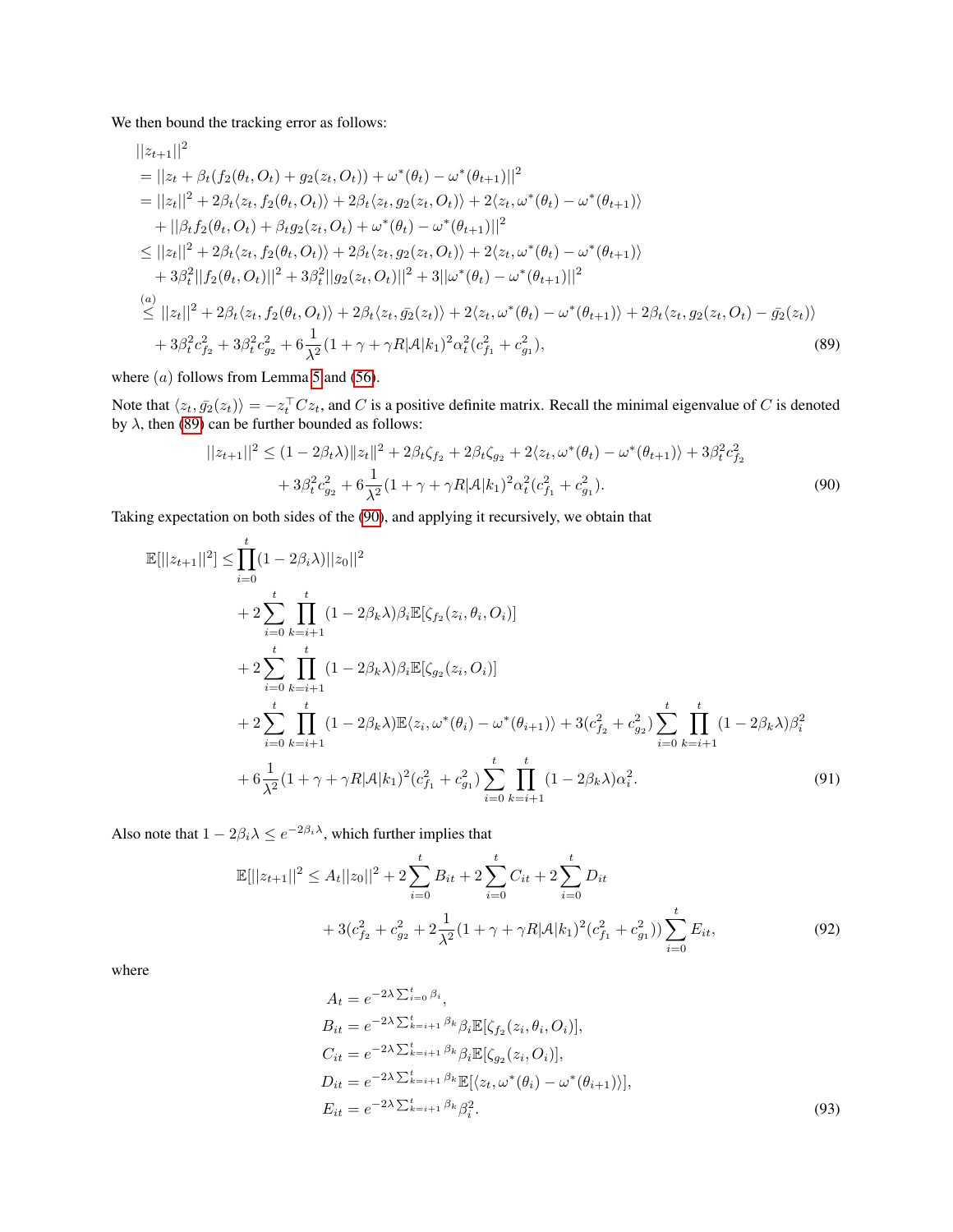We then bound the tracking error as follows:

$$
\begin{aligned}
&||z_{t+1}||^2 \\
&= ||z_t + \beta_t(f_2(\theta_t, O_t) + g_2(z_t, O_t)) + \omega^*(\theta_t) - \omega^*(\theta_{t+1})||^2 \\
&= ||z_t||^2 + 2\beta_t\langle z_t, f_2(\theta_t, O_t)\rangle + 2\beta_t\langle z_t, g_2(z_t, O_t)\rangle + 2\langle z_t, \omega^*(\theta_t) - \omega^*(\theta_{t+1})\rangle \\
&\quad + ||\beta_t f_2(\theta_t, O_t) + \beta_t g_2(z_t, O_t) + \omega^*(\theta_t) - \omega^*(\theta_{t+1})||^2 \\
&\le ||z_t||^2 + 2\beta_t\langle z_t, f_2(\theta_t, O_t)\rangle + 2\beta_t\langle z_t, g_2(z_t, O_t)\rangle + 2\langle z_t, \omega^*(\theta_t) - \omega^*(\theta_{t+1})\rangle \\
&\quad + 3\beta_t^2||f_2(\theta_t, O_t)||^2 + 3\beta_t^2||g_2(z_t, O_t)||^2 + 3||\omega^*(\theta_t) - \omega^*(\theta_{t+1})||^2 \\
&\overset{(a)}{\le} ||z_t||^2 + 2\beta_t\langle z_t, f_2(\theta_t, O_t)\rangle + 2\beta_t\langle z_t, \bar{g_2}(z_t)\rangle + 2\langle z_t, \omega^*(\theta_t) - \omega^*(\theta_{t+1})\rangle + 2\beta_t\langle z_t, g_2(z_t, O_t) - \bar{g_2}(z_t)\rangle \\
&\quad + 3\beta_t^2 c_{f_2}^2 + 3\beta_t^2 c_{g_2}^2 + 6\frac{1}{\lambda^2}(1 + \gamma + \gamma R|\mathcal{A}|k_1)^2\alpha_t^2(c_{f_1}^2 + c_{g_1}^2),
\end{aligned} \tag{89}
$$

where $(a)$ follows from Lemma 5 and (56).

Note that $\langle z_t, \bar{g_2}(z_t)\rangle = -z_t^\top C z_t$, and $C$ is a positive definite matrix. Recall the minimal eigenvalue of $C$ is denoted by $\lambda$, then (89) can be further bounded as follows:

$$
\begin{aligned}
||z_{t+1}||^2 \le& (1 - 2\beta_t\lambda)\|z_t\|^2 + 2\beta_t\zeta_{f_2} + 2\beta_t\zeta_{g_2} + 2\langle z_t, \omega^*(\theta_t) - \omega^*(\theta_{t+1})\rangle + 3\beta_t^2 c_{f_2}^2 \\
&+ 3\beta_t^2 c_{g_2}^2 + 6\frac{1}{\lambda^2}(1 + \gamma + \gamma R|\mathcal{A}|k_1)^2\alpha_t^2(c_{f_1}^2 + c_{g_1}^2).
\end{aligned} \tag{90}
$$

Taking expectation on both sides of the (90), and applying it recursively, we obtain that

$$
\begin{aligned}
\mathbb{E}[||z_{t+1}||^2] \le& \prod_{i=0}^{t}(1 - 2\beta_i\lambda)||z_0||^2 \\
&+ 2\sum_{i=0}^{t}\prod_{k=i+1}^{t}(1 - 2\beta_k\lambda)\beta_i\mathbb{E}[\zeta_{f_2}(z_i, \theta_i, O_i)] \\
&+ 2\sum_{i=0}^{t}\prod_{k=i+1}^{t}(1 - 2\beta_k\lambda)\beta_i\mathbb{E}[\zeta_{g_2}(z_i, O_i)] \\
&+ 2\sum_{i=0}^{t}\prod_{k=i+1}^{t}(1 - 2\beta_k\lambda)\mathbb{E}\langle z_i, \omega^*(\theta_i) - \omega^*(\theta_{i+1})\rangle + 3(c_{f_2}^2 + c_{g_2}^2)\sum_{i=0}^{t}\prod_{k=i+1}^{t}(1 - 2\beta_k\lambda)\beta_i^2 \\
&+ 6\frac{1}{\lambda^2}(1 + \gamma + \gamma R|\mathcal{A}|k_1)^2(c_{f_1}^2 + c_{g_1}^2)\sum_{i=0}^{t}\prod_{k=i+1}^{t}(1 - 2\beta_k\lambda)\alpha_i^2.
\end{aligned} \tag{91}
$$

Also note that $1 - 2\beta_i\lambda \le e^{-2\beta_i\lambda}$, which further implies that

$$
\begin{aligned}
\mathbb{E}[||z_{t+1}||^2 \le& A_t||z_0||^2 + 2\sum_{i=0}^{t}B_{it} + 2\sum_{i=0}^{t}C_{it} + 2\sum_{i=0}^{t}D_{it} \\
&+ 3(c_{f_2}^2 + c_{g_2}^2 + 2\frac{1}{\lambda^2}(1 + \gamma + \gamma R|\mathcal{A}|k_1)^2(c_{f_1}^2 + c_{g_1}^2))\sum_{i=0}^{t}E_{it},
\end{aligned} \tag{92}
$$

where

$$
\begin{aligned}
A_t &= e^{-2\lambda\sum_{i=0}^{t}\beta_i}, \\
B_{it} &= e^{-2\lambda\sum_{k=i+1}^{t}\beta_k}\beta_i\mathbb{E}[\zeta_{f_2}(z_i, \theta_i, O_i)], \\
C_{it} &= e^{-2\lambda\sum_{k=i+1}^{t}\beta_k}\beta_i\mathbb{E}[\zeta_{g_2}(z_i, O_i)], \\
D_{it} &= e^{-2\lambda\sum_{k=i+1}^{t}\beta_k}\mathbb{E}[\langle z_t, \omega^*(\theta_i) - \omega^*(\theta_{i+1})\rangle], \\
E_{it} &= e^{-2\lambda\sum_{k=i+1}^{t}\beta_k}\beta_i^2.
\end{aligned} \tag{93}
$$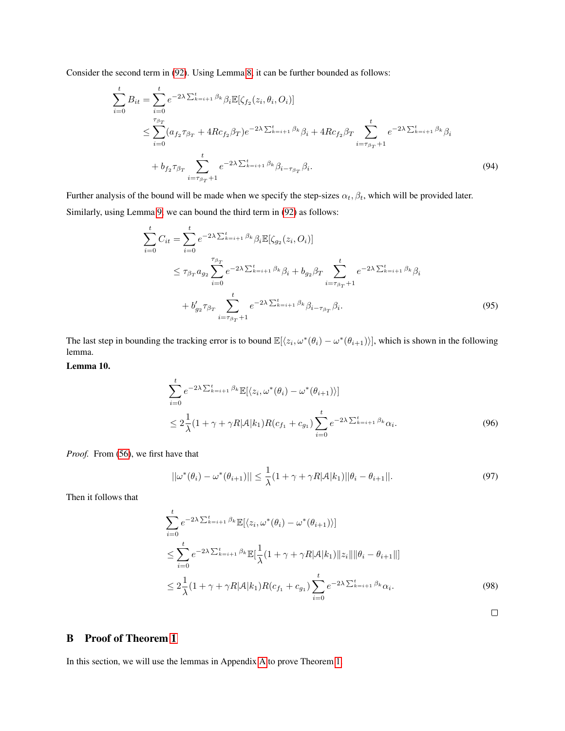Consider the second term in (92). Using Lemma 8, it can be further bounded as follows:

$$
\begin{aligned}
\sum_{i=0}^{t} B_{it} &= \sum_{i=0}^{t} e^{-2\lambda \sum_{k=i+1}^{t} \beta_k} \beta_i \mathbb{E}[\zeta_{f_2}(z_i, \theta_i, O_i)] \\
&\leq \sum_{i=0}^{\tau_{\beta_T}} (a_{f_2} \tau_{\beta_T} + 4Rc_{f_2}\beta_T) e^{-2\lambda \sum_{k=i+1}^{t} \beta_k} \beta_i + 4Rc_{f_2}\beta_T \sum_{i=\tau_{\beta_T}+1}^{t} e^{-2\lambda \sum_{k=i+1}^{t} \beta_k} \beta_i \\
&\quad + b_{f_2} \tau_{\beta_T} \sum_{i=\tau_{\beta_T}+1}^{t} e^{-2\lambda \sum_{k=i+1}^{t} \beta_k} \beta_{i-\tau_{\beta_T}} \beta_i.
\end{aligned} \tag{94}
$$

Further analysis of the bound will be made when we specify the step-sizes $\alpha_t, \beta_t$, which will be provided later.

Similarly, using Lemma 9, we can bound the third term in (92) as follows:

$$
\begin{aligned}
\sum_{i=0}^{t} C_{it} &= \sum_{i=0}^{t} e^{-2\lambda \sum_{k=i+1}^{t} \beta_k} \beta_i \mathbb{E}[\zeta_{g_2}(z_i, O_i)] \\
&\leq \tau_{\beta_T} a_{g_2} \sum_{i=0}^{\tau_{\beta_T}} e^{-2\lambda \sum_{k=i+1}^{t} \beta_k} \beta_i + b_{g_2}\beta_T \sum_{i=\tau_{\beta_T}+1}^{t} e^{-2\lambda \sum_{k=i+1}^{t} \beta_k} \beta_i \\
&\quad + b'_{g_2} \tau_{\beta_T} \sum_{i=\tau_{\beta_T}+1}^{t} e^{-2\lambda \sum_{k=i+1}^{t} \beta_k} \beta_{i-\tau_{\beta_T}} \beta_i.
\end{aligned} \tag{95}
$$

The last step in bounding the tracking error is to bound $\mathbb{E}[\langle z_i, \omega^*(\theta_i) - \omega^*(\theta_{i+1}) \rangle]$, which is shown in the following lemma.

**Lemma 10.**

$$
\begin{aligned}
&\sum_{i=0}^{t} e^{-2\lambda \sum_{k=i+1}^{t} \beta_k} \mathbb{E}[\langle z_i, \omega^*(\theta_i) - \omega^*(\theta_{i+1}) \rangle] \\
&\leq 2\frac{1}{\lambda}(1 + \gamma + \gamma R|\mathcal{A}|k_1) R(c_{f_1} + c_{g_1}) \sum_{i=0}^{t} e^{-2\lambda \sum_{k=i+1}^{t} \beta_k} \alpha_i.
\end{aligned} \tag{96}
$$

*Proof.* From (56), we first have that

$$
||\omega^*(\theta_i) - \omega^*(\theta_{i+1})|| \leq \frac{1}{\lambda}(1 + \gamma + \gamma R|\mathcal{A}|k_1)||\theta_i - \theta_{i+1}||. \tag{97}
$$

Then it follows that

$$
\begin{aligned}
&\sum_{i=0}^{t} e^{-2\lambda \sum_{k=i+1}^{t} \beta_k} \mathbb{E}[\langle z_i, \omega^*(\theta_i) - \omega^*(\theta_{i+1}) \rangle] \\
&\leq \sum_{i=0}^{t} e^{-2\lambda \sum_{k=i+1}^{t} \beta_k} \mathbb{E}[\frac{1}{\lambda}(1 + \gamma + \gamma R|\mathcal{A}|k_1) \|z_i\| \|\theta_i - \theta_{i+1}\|] \\
&\leq 2\frac{1}{\lambda}(1 + \gamma + \gamma R|\mathcal{A}|k_1) R(c_{f_1} + c_{g_1}) \sum_{i=0}^{t} e^{-2\lambda \sum_{k=i+1}^{t} \beta_k} \alpha_i.
\end{aligned} \tag{98}
$$

□

## B Proof of Theorem 1

In this section, we will use the lemmas in Appendix A to prove Theorem 1.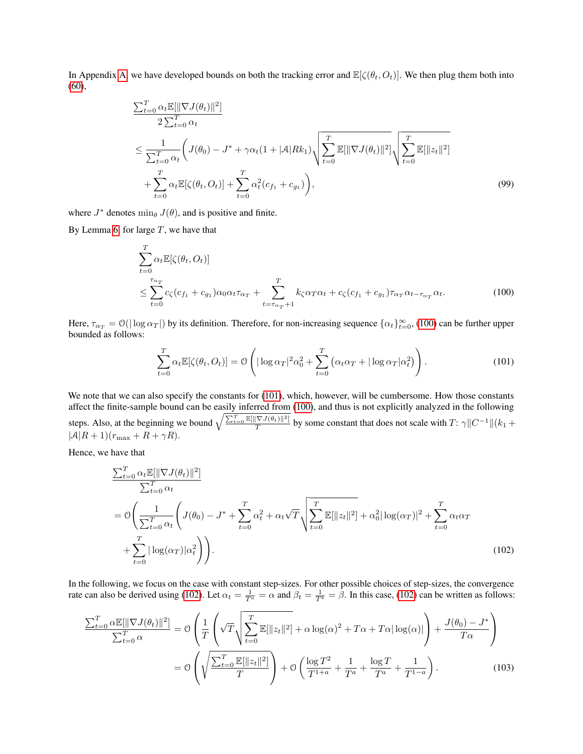In Appendix A, we have developed bounds on both the tracking error and $\mathbb{E}[\zeta(\theta_t, O_t)]$. We then plug them both into (60),

$$
\begin{aligned}
&\frac{\sum_{t=0}^{T} \alpha_t \mathbb{E}[\|\nabla J(\theta_t)\|^2]}{2\sum_{t=0}^{T} \alpha_t} \\
&\leq \frac{1}{\sum_{t=0}^{T} \alpha_t} \Bigg( J(\theta_0) - J^* + \gamma \alpha_t (1 + |\mathcal{A}| R k_1) \sqrt{\sum_{t=0}^{T} \mathbb{E}[\|\nabla J(\theta_t)\|^2]} \sqrt{\sum_{t=0}^{T} \mathbb{E}[\|z_t\|^2]} \\
&\quad + \sum_{t=0}^{T} \alpha_t \mathbb{E}[\zeta(\theta_t, O_t)] + \sum_{t=0}^{T} \alpha_t^2 (c_{f_1} + c_{g_1}) \Bigg),
\end{aligned} \tag{99}
$$

where $J^*$ denotes $\min_\theta J(\theta)$, and is positive and finite.

By Lemma 6, for large $T$, we have that

$$
\begin{aligned}
&\sum_{t=0}^{T} \alpha_t \mathbb{E}[\zeta(\theta_t, O_t)] \\
&\leq \sum_{t=0}^{\tau_{\alpha_T}} c_\zeta (c_{f_1} + c_{g_1}) \alpha_0 \alpha_t \tau_{\alpha_T} + \sum_{t=\tau_{\alpha_T}+1}^{T} k_\zeta \alpha_T \alpha_t + c_\zeta (c_{f_1} + c_{g_1}) \tau_{\alpha_T} \alpha_{t-\tau_{\alpha_T}} \alpha_t.
\end{aligned} \tag{100}
$$

Here, $\tau_{\alpha_T} = \mathcal{O}(|\log \alpha_T|)$ by its definition. Therefore, for non-increasing sequence $\{\alpha_t\}_{t=0}^{\infty}$, (100) can be further upper bounded as follows:

$$
\sum_{t=0}^{T} \alpha_t \mathbb{E}[\zeta(\theta_t, O_t)] = \mathcal{O}\left( |\log \alpha_T|^2 \alpha_0^2 + \sum_{t=0}^{T} \left( \alpha_t \alpha_T + |\log \alpha_T| \alpha_t^2 \right) \right). \tag{101}
$$

We note that we can also specify the constants for (101), which, however, will be cumbersome. How those constants affect the finite-sample bound can be easily inferred from (100), and thus is not explicitly analyzed in the following steps. Also, at the beginning we bound $\sqrt{\frac{\sum_{t=0}^{T} \mathbb{E}[\|\nabla J(\theta_t)\|^2]}{T}}$ by some constant that does not scale with $T$: $\gamma \|C^{-1}\|(k_1 + |\mathcal{A}|R + 1)(r_{\max} + R + \gamma R)$.

Hence, we have that

$$
\begin{aligned}
&\frac{\sum_{t=0}^{T} \alpha_t \mathbb{E}[\|\nabla J(\theta_t)\|^2]}{\sum_{t=0}^{T} \alpha_t} \\
&= \mathcal{O}\Bigg( \frac{1}{\sum_{t=0}^{T} \alpha_t} \Bigg( J(\theta_0) - J^* + \sum_{t=0}^{T} \alpha_t^2 + \alpha_t \sqrt{T} \sqrt{\sum_{t=0}^{T} \mathbb{E}[\|z_t\|^2]} + \alpha_0^2 |\log(\alpha_T)|^2 + \sum_{t=0}^{T} \alpha_t \alpha_T \\
&\quad + \sum_{t=0}^{T} |\log(\alpha_T)| \alpha_t^2 \Bigg) \Bigg).
\end{aligned} \tag{102}
$$

In the following, we focus on the case with constant step-sizes. For other possible choices of step-sizes, the convergence rate can also be derived using (102). Let $\alpha_t = \frac{1}{T^a} = \alpha$ and $\beta_t = \frac{1}{T^b} = \beta$. In this case, (102) can be written as follows:

$$
\begin{aligned}
\frac{\sum_{t=0}^{T} \alpha \mathbb{E}[\|\nabla J(\theta_t)\|^2]}{\sum_{t=0}^{T} \alpha} &= \mathcal{O}\left( \frac{1}{T} \left( \sqrt{T} \sqrt{\sum_{t=0}^{T} \mathbb{E}[\|z_t\|^2]} + \alpha \log(\alpha)^2 + T\alpha + T\alpha |\log(\alpha)| \right) + \frac{J(\theta_0) - J^*}{T\alpha} \right) \\
&= \mathcal{O}\left( \sqrt{\frac{\sum_{t=0}^{T} \mathbb{E}[\|z_t\|^2]}{T}} \right) + \mathcal{O}\left( \frac{\log T^2}{T^{1+a}} + \frac{1}{T^a} + \frac{\log T}{T^a} + \frac{1}{T^{1-a}} \right).
\end{aligned} \tag{103}
$$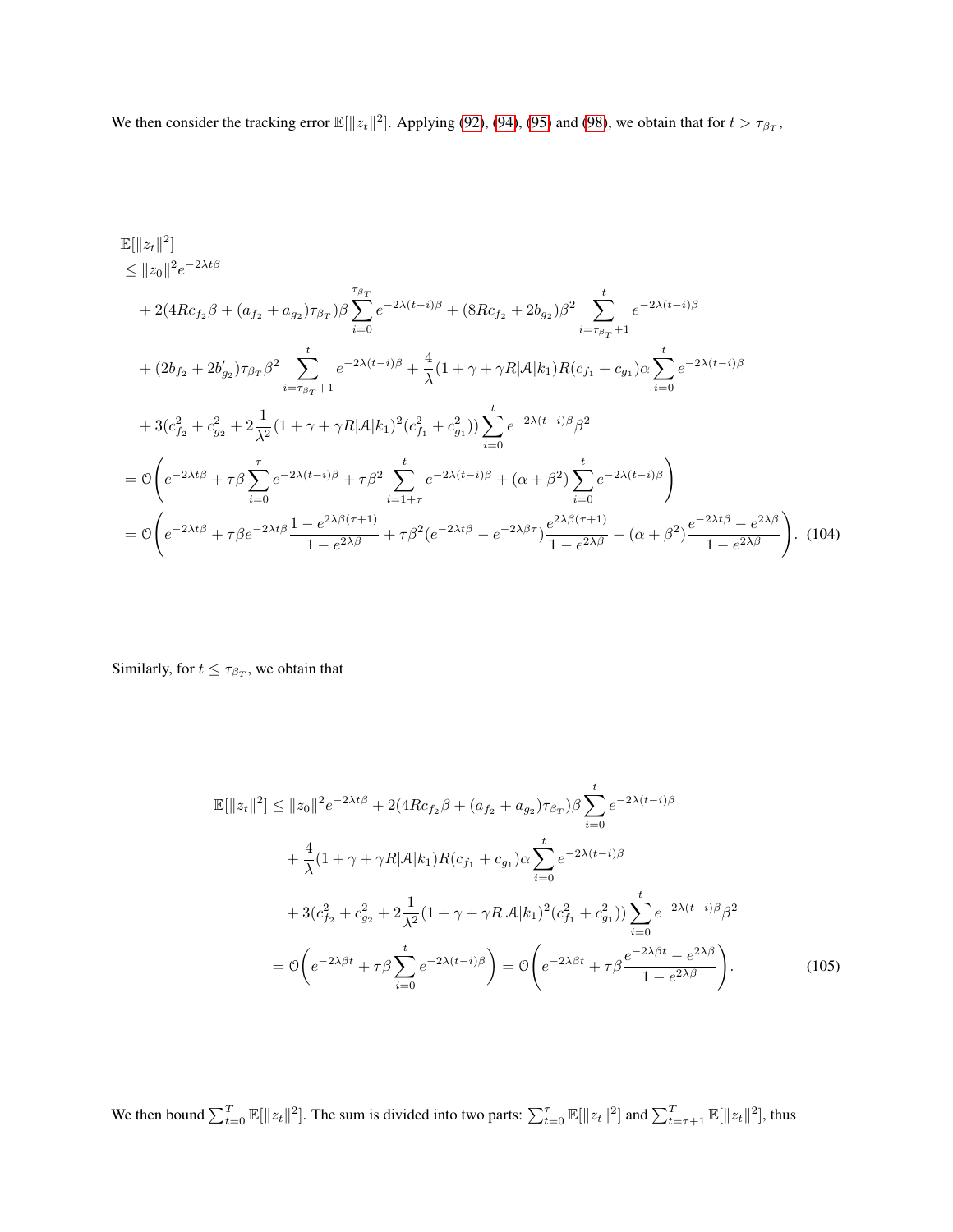We then consider the tracking error $\mathbb{E}[\|z_t\|^2]$. Applying (92), (94), (95) and (98), we obtain that for $t > \tau_{\beta_T}$,

$$
\begin{aligned}
&\mathbb{E}[\|z_t\|^2] \\
&\leq \|z_0\|^2 e^{-2\lambda t\beta} \\
&\quad + 2(4Rc_{f_2}\beta + (a_{f_2} + a_{g_2})\tau_{\beta_T})\beta \sum_{i=0}^{\tau_{\beta_T}} e^{-2\lambda(t-i)\beta} + (8Rc_{f_2} + 2b_{g_2})\beta^2 \sum_{i=\tau_{\beta_T}+1}^{t} e^{-2\lambda(t-i)\beta} \\
&\quad + (2b_{f_2} + 2b'_{g_2})\tau_{\beta_T}\beta^2 \sum_{i=\tau_{\beta_T}+1}^{t} e^{-2\lambda(t-i)\beta} + \frac{4}{\lambda}(1 + \gamma + \gamma R|\mathcal{A}|k_1)R(c_{f_1} + c_{g_1})\alpha \sum_{i=0}^{t} e^{-2\lambda(t-i)\beta} \\
&\quad + 3(c_{f_2}^2 + c_{g_2}^2 + 2\frac{1}{\lambda^2}(1 + \gamma + \gamma R|\mathcal{A}|k_1)^2(c_{f_1}^2 + c_{g_1}^2)) \sum_{i=0}^{t} e^{-2\lambda(t-i)\beta}\beta^2 \\
&= \mathcal{O}\Bigg(e^{-2\lambda t\beta} + \tau\beta \sum_{i=0}^{\tau} e^{-2\lambda(t-i)\beta} + \tau\beta^2 \sum_{i=1+\tau}^{t} e^{-2\lambda(t-i)\beta} + (\alpha + \beta^2) \sum_{i=0}^{t} e^{-2\lambda(t-i)\beta}\Bigg) \\
&= \mathcal{O}\Bigg(e^{-2\lambda t\beta} + \tau\beta e^{-2\lambda t\beta}\frac{1 - e^{2\lambda\beta(\tau+1)}}{1 - e^{2\lambda\beta}} + \tau\beta^2(e^{-2\lambda t\beta} - e^{-2\lambda\beta\tau})\frac{e^{2\lambda\beta(\tau+1)}}{1 - e^{2\lambda\beta}} + (\alpha + \beta^2)\frac{e^{-2\lambda t\beta} - e^{2\lambda\beta}}{1 - e^{2\lambda\beta}}\Bigg). \quad (104)
\end{aligned}
$$

Similarly, for $t \leq \tau_{\beta_T}$, we obtain that

$$
\begin{aligned}
\mathbb{E}[\|z_t\|^2] &\leq \|z_0\|^2 e^{-2\lambda t\beta} + 2(4Rc_{f_2}\beta + (a_{f_2} + a_{g_2})\tau_{\beta_T})\beta \sum_{i=0}^{t} e^{-2\lambda(t-i)\beta} \\
&\quad + \frac{4}{\lambda}(1 + \gamma + \gamma R|\mathcal{A}|k_1)R(c_{f_1} + c_{g_1})\alpha \sum_{i=0}^{t} e^{-2\lambda(t-i)\beta} \\
&\quad + 3(c_{f_2}^2 + c_{g_2}^2 + 2\frac{1}{\lambda^2}(1 + \gamma + \gamma R|\mathcal{A}|k_1)^2(c_{f_1}^2 + c_{g_1}^2)) \sum_{i=0}^{t} e^{-2\lambda(t-i)\beta}\beta^2 \\
&= \mathcal{O}\Bigg(e^{-2\lambda\beta t} + \tau\beta \sum_{i=0}^{t} e^{-2\lambda(t-i)\beta}\Bigg) = \mathcal{O}\Bigg(e^{-2\lambda\beta t} + \tau\beta\frac{e^{-2\lambda\beta t} - e^{2\lambda\beta}}{1 - e^{2\lambda\beta}}\Bigg). \quad (105)
\end{aligned}
$$

We then bound $\sum_{t=0}^{T} \mathbb{E}[\|z_t\|^2]$. The sum is divided into two parts: $\sum_{t=0}^{\tau} \mathbb{E}[\|z_t\|^2]$ and $\sum_{t=\tau+1}^{T} \mathbb{E}[\|z_t\|^2]$, thus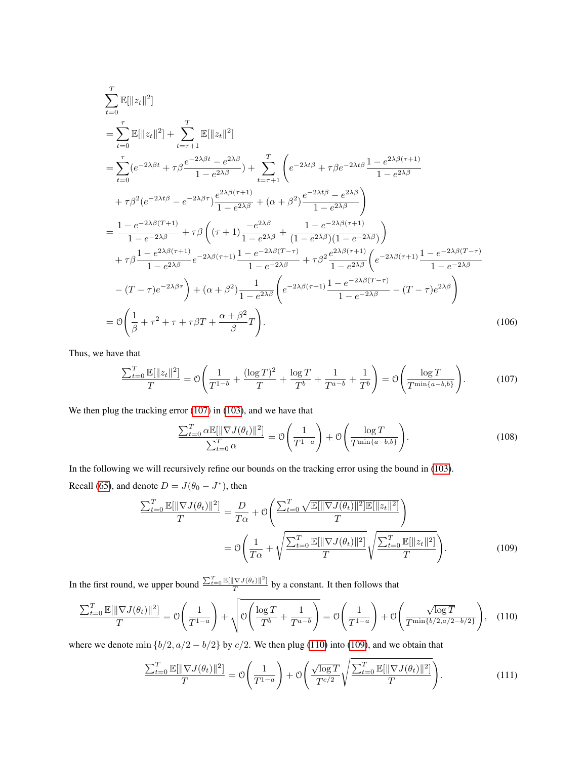$$
\begin{aligned}
&\sum_{t=0}^{T} \mathbb{E}[\|z_t\|^2] \\
&= \sum_{t=0}^{\tau} \mathbb{E}[\|z_t\|^2] + \sum_{t=\tau+1}^{T} \mathbb{E}[\|z_t\|^2] \\
&= \sum_{t=0}^{\tau} (e^{-2\lambda\beta t} + \tau\beta \frac{e^{-2\lambda\beta t} - e^{2\lambda\beta}}{1 - e^{2\lambda\beta}}) + \sum_{t=\tau+1}^{T} \Bigg( e^{-2\lambda t\beta} + \tau\beta e^{-2\lambda t\beta} \frac{1 - e^{2\lambda\beta(\tau+1)}}{1 - e^{2\lambda\beta}} \\
&\quad + \tau\beta^2 (e^{-2\lambda t\beta} - e^{-2\lambda\beta\tau}) \frac{e^{2\lambda\beta(\tau+1)}}{1 - e^{2\lambda\beta}} + (\alpha + \beta^2) \frac{e^{-2\lambda t\beta} - e^{2\lambda\beta}}{1 - e^{2\lambda\beta}} \Bigg) \\
&= \frac{1 - e^{-2\lambda\beta(T+1)}}{1 - e^{-2\lambda\beta}} + \tau\beta \left( (\tau+1) \frac{-e^{2\lambda\beta}}{1 - e^{2\lambda\beta}} + \frac{1 - e^{-2\lambda\beta(\tau+1)}}{(1 - e^{2\lambda\beta})(1 - e^{-2\lambda\beta})} \right) \\
&\quad + \tau\beta \frac{1 - e^{2\lambda\beta(\tau+1)}}{1 - e^{2\lambda\beta}} e^{-2\lambda\beta(\tau+1)} \frac{1 - e^{-2\lambda\beta(T-\tau)}}{1 - e^{-2\lambda\beta}} + \tau\beta^2 \frac{e^{2\lambda\beta(\tau+1)}}{1 - e^{2\lambda\beta}} \Bigg( e^{-2\lambda\beta(\tau+1)} \frac{1 - e^{-2\lambda\beta(T-\tau)}}{1 - e^{-2\lambda\beta}} \\
&\quad - (T-\tau) e^{-2\lambda\beta\tau} \Bigg) + (\alpha + \beta^2) \frac{1}{1 - e^{2\lambda\beta}} \left( e^{-2\lambda\beta(\tau+1)} \frac{1 - e^{-2\lambda\beta(T-\tau)}}{1 - e^{-2\lambda\beta}} - (T-\tau) e^{2\lambda\beta} \right) \\
&= \mathcal{O}\left( \frac{1}{\beta} + \tau^2 + \tau + \tau\beta T + \frac{\alpha + \beta^2}{\beta} T \right).
\end{aligned}
\tag{106}
$$

Thus, we have that

$$
\frac{\sum_{t=0}^{T} \mathbb{E}[\|z_t\|^2]}{T} = \mathcal{O}\left( \frac{1}{T^{1-b}} + \frac{(\log T)^2}{T} + \frac{\log T}{T^b} + \frac{1}{T^{a-b}} + \frac{1}{T^b} \right) = \mathcal{O}\left( \frac{\log T}{T^{\min\{a-b, b\}}} \right). \tag{107}
$$

We then plug the tracking error (107) in (103), and we have that

$$
\frac{\sum_{t=0}^{T} \alpha \mathbb{E}[\|\nabla J(\theta_t)\|^2]}{\sum_{t=0}^{T} \alpha} = \mathcal{O}\left( \frac{1}{T^{1-a}} \right) + \mathcal{O}\left( \frac{\log T}{T^{\min\{a-b, b\}}} \right). \tag{108}
$$

In the following we will recursively refine our bounds on the tracking error using the bound in (103).

Recall (65), and denote $D = J(\theta_0 - J^*)$, then

$$
\begin{aligned}
\frac{\sum_{t=0}^{T} \mathbb{E}[\|\nabla J(\theta_t)\|^2]}{T} &= \frac{D}{T\alpha} + \mathcal{O}\left( \frac{\sum_{t=0}^{T} \sqrt{\mathbb{E}[\|\nabla J(\theta_t)\|^2] \mathbb{E}[\|z_t\|^2]}}{T} \right) \\
&= \mathcal{O}\left( \frac{1}{T\alpha} + \sqrt{\frac{\sum_{t=0}^{T} \mathbb{E}[\|\nabla J(\theta_t)\|^2]}{T}} \sqrt{\frac{\sum_{t=0}^{T} \mathbb{E}[\|z_t\|^2]}{T}} \right).
\end{aligned}
\tag{109}
$$

In the first round, we upper bound $\frac{\sum_{t=0}^{T} \mathbb{E}[\|\nabla J(\theta_t)\|^2]}{T}$ by a constant. It then follows that

$$
\frac{\sum_{t=0}^{T} \mathbb{E}[\|\nabla J(\theta_t)\|^2]}{T} = \mathcal{O}\left( \frac{1}{T^{1-a}} \right) + \sqrt{\mathcal{O}\left( \frac{\log T}{T^b} + \frac{1}{T^{a-b}} \right)} = \mathcal{O}\left( \frac{1}{T^{1-a}} \right) + \mathcal{O}\left( \frac{\sqrt{\log T}}{T^{\min\{b/2, a/2 - b/2\}}} \right), \tag{110}
$$

where we denote $\min\{b/2, a/2 - b/2\}$ by $c/2$. We then plug (110) into (109), and we obtain that

$$
\frac{\sum_{t=0}^{T} \mathbb{E}[\|\nabla J(\theta_t)\|^2]}{T} = \mathcal{O}\left( \frac{1}{T^{1-a}} \right) + \mathcal{O}\left( \frac{\sqrt{\log T}}{T^{c/2}} \sqrt{\frac{\sum_{t=0}^{T} \mathbb{E}[\|\nabla J(\theta_t)\|^2]}{T}} \right). \tag{111}
$$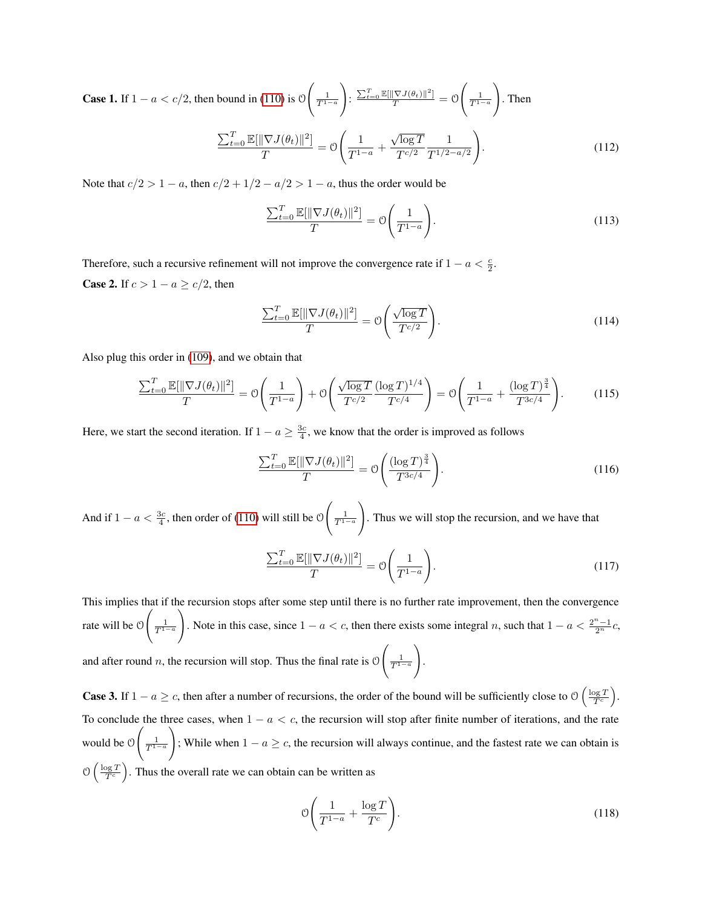**Case 1.** If $1-a < c/2$, then bound in (110) is $\mathcal{O}\left(\frac{1}{T^{1-a}}\right)$: $\frac{\sum_{t=0}^T \mathbb{E}[\|\nabla J(\theta_t)\|^2]}{T} = \mathcal{O}\left(\frac{1}{T^{1-a}}\right)$. Then

$$\frac{\sum_{t=0}^T \mathbb{E}[\|\nabla J(\theta_t)\|^2]}{T} = \mathcal{O}\left(\frac{1}{T^{1-a}} + \frac{\sqrt{\log T}}{T^{c/2}} \frac{1}{T^{1/2-a/2}}\right). \tag{112}$$

Note that $c/2 > 1-a$, then $c/2 + 1/2 - a/2 > 1-a$, thus the order would be

$$\frac{\sum_{t=0}^T \mathbb{E}[\|\nabla J(\theta_t)\|^2]}{T} = \mathcal{O}\left(\frac{1}{T^{1-a}}\right). \tag{113}$$

Therefore, such a recursive refinement will not improve the convergence rate if $1-a < \frac{c}{2}$.

**Case 2.** If $c > 1-a \geq c/2$, then

$$\frac{\sum_{t=0}^T \mathbb{E}[\|\nabla J(\theta_t)\|^2]}{T} = \mathcal{O}\left(\frac{\sqrt{\log T}}{T^{c/2}}\right). \tag{114}$$

Also plug this order in (109), and we obtain that

$$\frac{\sum_{t=0}^T \mathbb{E}[\|\nabla J(\theta_t)\|^2]}{T} = \mathcal{O}\left(\frac{1}{T^{1-a}}\right) + \mathcal{O}\left(\frac{\sqrt{\log T}}{T^{c/2}} \frac{(\log T)^{1/4}}{T^{c/4}}\right) = \mathcal{O}\left(\frac{1}{T^{1-a}} + \frac{(\log T)^{\frac{3}{4}}}{T^{3c/4}}\right). \tag{115}$$

Here, we start the second iteration. If $1-a \geq \frac{3c}{4}$, we know that the order is improved as follows

$$\frac{\sum_{t=0}^T \mathbb{E}[\|\nabla J(\theta_t)\|^2]}{T} = \mathcal{O}\left(\frac{(\log T)^{\frac{3}{4}}}{T^{3c/4}}\right). \tag{116}$$

And if $1-a < \frac{3c}{4}$, then order of (110) will still be $\mathcal{O}\left(\frac{1}{T^{1-a}}\right)$. Thus we will stop the recursion, and we have that

$$\frac{\sum_{t=0}^T \mathbb{E}[\|\nabla J(\theta_t)\|^2]}{T} = \mathcal{O}\left(\frac{1}{T^{1-a}}\right). \tag{117}$$

This implies that if the recursion stops after some step until there is no further rate improvement, then the convergence rate will be $\mathcal{O}\left(\frac{1}{T^{1-a}}\right)$. Note in this case, since $1-a < c$, then there exists some integral $n$, such that $1-a < \frac{2^n-1}{2^n}c$, and after round $n$, the recursion will stop. Thus the final rate is $\mathcal{O}\left(\frac{1}{T^{1-a}}\right)$.

**Case 3.** If $1-a \geq c$, then after a number of recursions, the order of the bound will be sufficiently close to $\mathcal{O}\left(\frac{\log T}{T^c}\right)$. To conclude the three cases, when $1-a < c$, the recursion will stop after finite number of iterations, and the rate would be $\mathcal{O}\left(\frac{1}{T^{1-a}}\right)$; While when $1-a \geq c$, the recursion will always continue, and the fastest rate we can obtain is $\mathcal{O}\left(\frac{\log T}{T^c}\right)$. Thus the overall rate we can obtain can be written as

$$\mathcal{O}\left(\frac{1}{T^{1-a}} + \frac{\log T}{T^c}\right). \tag{118}$$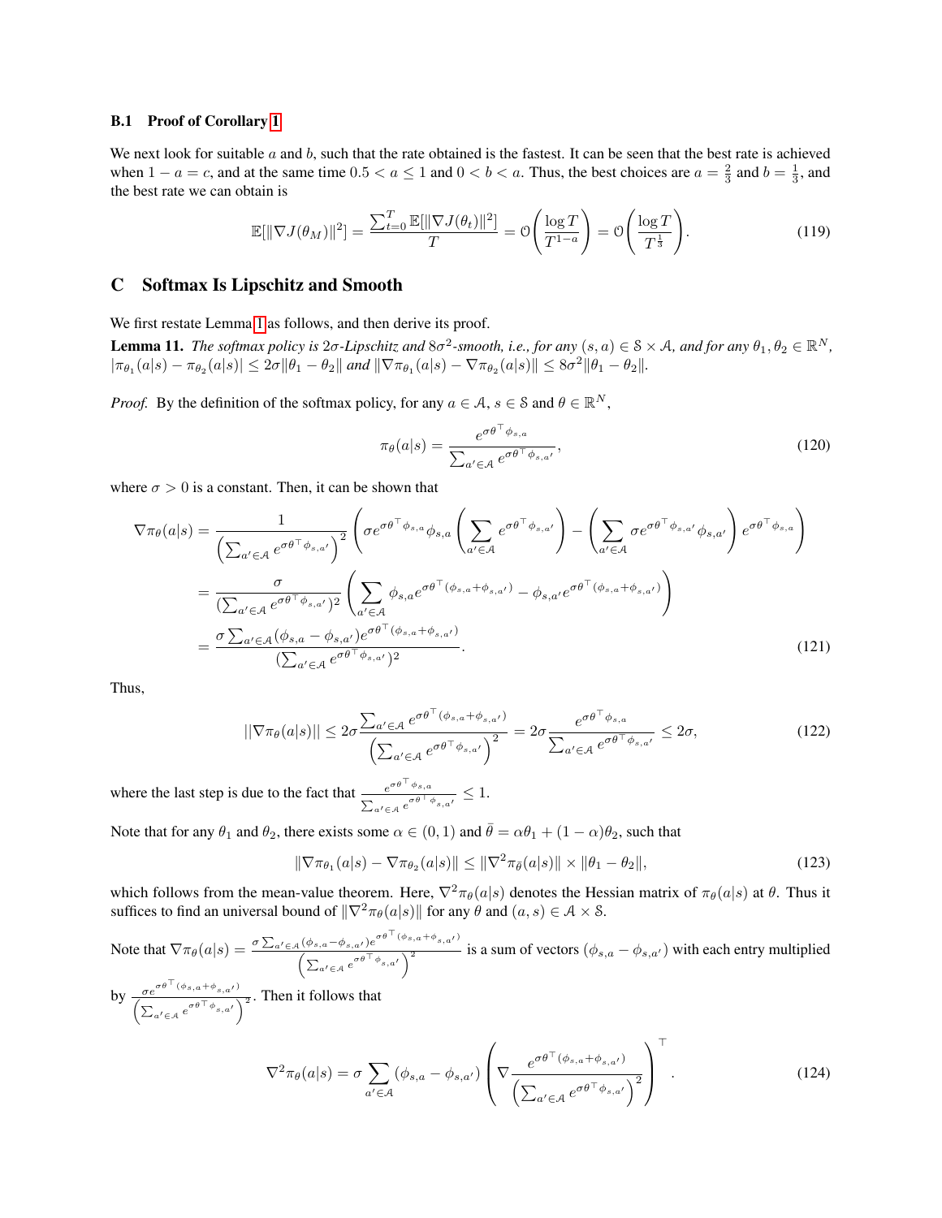### B.1 Proof of Corollary 1

We next look for suitable $a$ and $b$, such that the rate obtained is the fastest. It can be seen that the best rate is achieved when $1 - a = c$, and at the same time $0.5 < a \leq 1$ and $0 < b < a$. Thus, the best choices are $a = \frac{2}{3}$ and $b = \frac{1}{3}$, and the best rate we can obtain is

$$\mathbb{E}[\|\nabla J(\theta_M)\|^2] = \frac{\sum_{t=0}^{T} \mathbb{E}[\|\nabla J(\theta_t)\|^2]}{T} = \mathcal{O}\left(\frac{\log T}{T^{1-a}}\right) = \mathcal{O}\left(\frac{\log T}{T^{\frac{1}{3}}}\right). \tag{119}$$

## C Softmax Is Lipschitz and Smooth

We first restate Lemma 1 as follows, and then derive its proof.

**Lemma 11.** *The softmax policy is $2\sigma$-Lipschitz and $8\sigma^2$-smooth, i.e., for any $(s, a) \in \mathcal{S} \times \mathcal{A}$, and for any $\theta_1, \theta_2 \in \mathbb{R}^N$, $|\pi_{\theta_1}(a|s) - \pi_{\theta_2}(a|s)| \leq 2\sigma\|\theta_1 - \theta_2\|$ and $\|\nabla\pi_{\theta_1}(a|s) - \nabla\pi_{\theta_2}(a|s)\| \leq 8\sigma^2\|\theta_1 - \theta_2\|$.*

*Proof.* By the definition of the softmax policy, for any $a \in \mathcal{A}$, $s \in \mathcal{S}$ and $\theta \in \mathbb{R}^N$,

$$\pi_\theta(a|s) = \frac{e^{\sigma\theta^\top \phi_{s,a}}}{\sum_{a' \in \mathcal{A}} e^{\sigma\theta^\top \phi_{s,a'}}}, \tag{120}$$

where $\sigma > 0$ is a constant. Then, it can be shown that

$$\begin{aligned}
\nabla\pi_\theta(a|s) &= \frac{1}{\left(\sum_{a' \in \mathcal{A}} e^{\sigma\theta^\top \phi_{s,a'}}\right)^2} \left(\sigma e^{\sigma\theta^\top \phi_{s,a}} \phi_{s,a} \left(\sum_{a' \in \mathcal{A}} e^{\sigma\theta^\top \phi_{s,a'}}\right) - \left(\sum_{a' \in \mathcal{A}} \sigma e^{\sigma\theta^\top \phi_{s,a'}} \phi_{s,a'}\right) e^{\sigma\theta^\top \phi_{s,a}}\right) \\
&= \frac{\sigma}{(\sum_{a' \in \mathcal{A}} e^{\sigma\theta^\top \phi_{s,a'}})^2} \left(\sum_{a' \in \mathcal{A}} \phi_{s,a} e^{\sigma\theta^\top (\phi_{s,a} + \phi_{s,a'})} - \phi_{s,a'} e^{\sigma\theta^\top (\phi_{s,a} + \phi_{s,a'})}\right) \\
&= \frac{\sigma \sum_{a' \in \mathcal{A}} (\phi_{s,a} - \phi_{s,a'}) e^{\sigma\theta^\top (\phi_{s,a} + \phi_{s,a'})}}{(\sum_{a' \in \mathcal{A}} e^{\sigma\theta^\top \phi_{s,a'}})^2}.
\end{aligned} \tag{121}$$

Thus,

$$||\nabla\pi_\theta(a|s)|| \leq 2\sigma \frac{\sum_{a' \in \mathcal{A}} e^{\sigma\theta^\top (\phi_{s,a} + \phi_{s,a'})}}{\left(\sum_{a' \in \mathcal{A}} e^{\sigma\theta^\top \phi_{s,a'}}\right)^2} = 2\sigma \frac{e^{\sigma\theta^\top \phi_{s,a}}}{\sum_{a' \in \mathcal{A}} e^{\sigma\theta^\top \phi_{s,a'}}} \leq 2\sigma, \tag{122}$$

where the last step is due to the fact that $\frac{e^{\sigma\theta^\top \phi_{s,a}}}{\sum_{a' \in \mathcal{A}} e^{\sigma\theta^\top \phi_{s,a'}}} \leq 1$.

Note that for any $\theta_1$ and $\theta_2$, there exists some $\alpha \in (0, 1)$ and $\bar{\theta} = \alpha\theta_1 + (1 - \alpha)\theta_2$, such that

$$\|\nabla\pi_{\theta_1}(a|s) - \nabla\pi_{\theta_2}(a|s)\| \leq \|\nabla^2\pi_{\bar{\theta}}(a|s)\| \times \|\theta_1 - \theta_2\|, \tag{123}$$

which follows from the mean-value theorem. Here, $\nabla^2\pi_\theta(a|s)$ denotes the Hessian matrix of $\pi_\theta(a|s)$ at $\theta$. Thus it suffices to find an universal bound of $\|\nabla^2\pi_\theta(a|s)\|$ for any $\theta$ and $(a, s) \in \mathcal{A} \times \mathcal{S}$.

Note that $\nabla\pi_\theta(a|s) = \frac{\sigma \sum_{a' \in \mathcal{A}} (\phi_{s,a} - \phi_{s,a'}) e^{\sigma\theta^\top (\phi_{s,a} + \phi_{s,a'})}}{\left(\sum_{a' \in \mathcal{A}} e^{\sigma\theta^\top \phi_{s,a'}}\right)^2}$ is a sum of vectors $(\phi_{s,a} - \phi_{s,a'})$ with each entry multiplied by $\frac{\sigma e^{\sigma\theta^\top (\phi_{s,a} + \phi_{s,a'})}}{\left(\sum_{a' \in \mathcal{A}} e^{\sigma\theta^\top \phi_{s,a'}}\right)^2}$. Then it follows that

$$\nabla^2\pi_\theta(a|s) = \sigma \sum_{a' \in \mathcal{A}} (\phi_{s,a} - \phi_{s,a'}) \left(\nabla \frac{e^{\sigma\theta^\top (\phi_{s,a} + \phi_{s,a'})}}{\left(\sum_{a' \in \mathcal{A}} e^{\sigma\theta^\top \phi_{s,a'}}\right)^2}\right)^\top. \tag{124}$$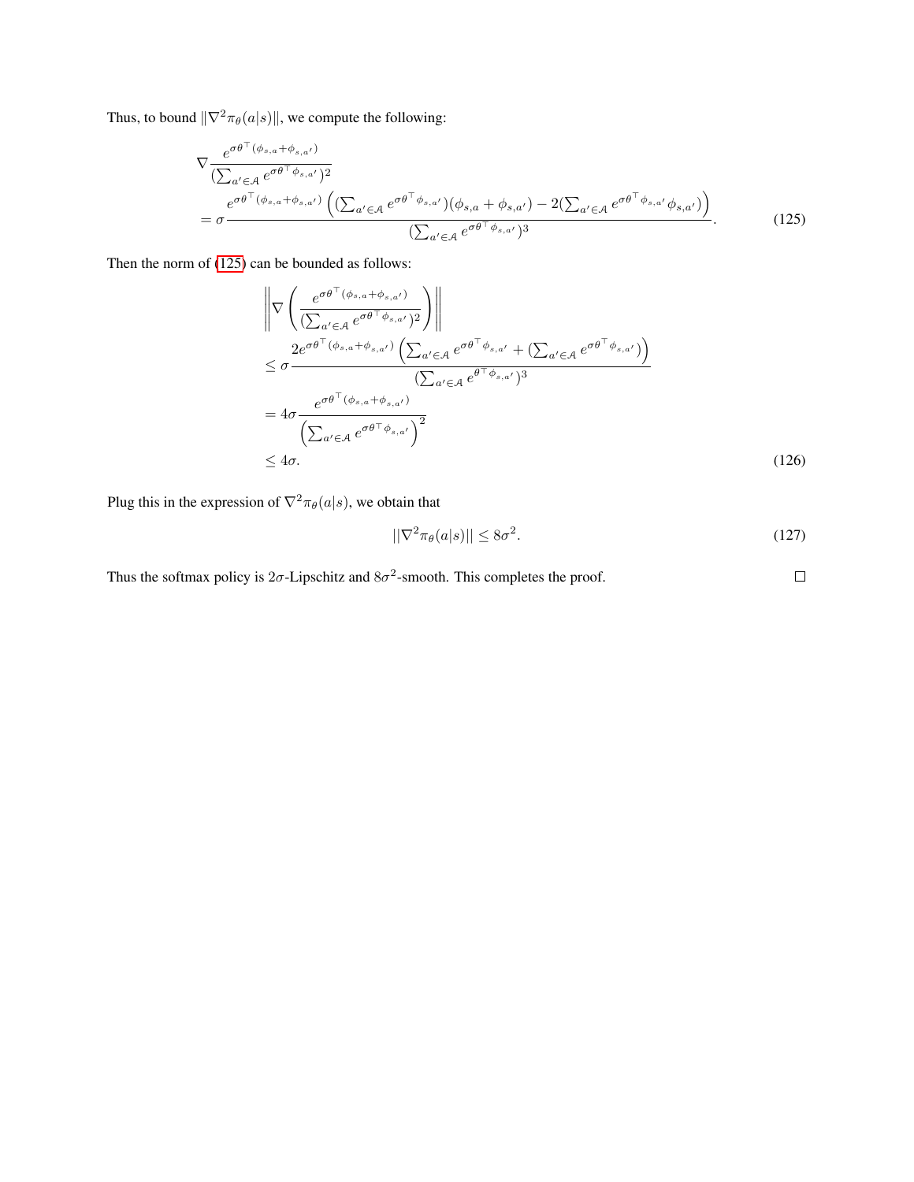Thus, to bound $\|\nabla^2 \pi_\theta(a|s)\|$, we compute the following:

$$
\begin{aligned}
&\nabla \frac{e^{\sigma\theta^\top(\phi_{s,a}+\phi_{s,a'})}}{(\sum_{a'\in\mathcal{A}} e^{\sigma\theta^\top\phi_{s,a'}})^2} \\
&= \sigma \frac{e^{\sigma\theta^\top(\phi_{s,a}+\phi_{s,a'})}\left((\sum_{a'\in\mathcal{A}} e^{\sigma\theta^\top\phi_{s,a'}})(\phi_{s,a}+\phi_{s,a'}) - 2(\sum_{a'\in\mathcal{A}} e^{\sigma\theta^\top\phi_{s,a'}}\phi_{s,a'})\right)}{(\sum_{a'\in\mathcal{A}} e^{\sigma\theta^\top\phi_{s,a'}})^3}.
\end{aligned} \tag{125}
$$

Then the norm of (125) can be bounded as follows:

$$
\begin{aligned}
&\left\|\nabla\left(\frac{e^{\sigma\theta^\top(\phi_{s,a}+\phi_{s,a'})}}{(\sum_{a'\in\mathcal{A}} e^{\sigma\theta^\top\phi_{s,a'}})^2}\right)\right\| \\
&\leq \sigma \frac{2e^{\sigma\theta^\top(\phi_{s,a}+\phi_{s,a'})}\left(\sum_{a'\in\mathcal{A}} e^{\sigma\theta^\top\phi_{s,a'}} + (\sum_{a'\in\mathcal{A}} e^{\sigma\theta^\top\phi_{s,a'}})\right)}{(\sum_{a'\in\mathcal{A}} e^{\theta^\top\phi_{s,a'}})^3} \\
&= 4\sigma \frac{e^{\sigma\theta^\top(\phi_{s,a}+\phi_{s,a'})}}{\left(\sum_{a'\in\mathcal{A}} e^{\sigma\theta^\top\phi_{s,a'}}\right)^2} \\
&\leq 4\sigma.
\end{aligned} \tag{126}
$$

Plug this in the expression of $\nabla^2 \pi_\theta(a|s)$, we obtain that

$$
||\nabla^2 \pi_\theta(a|s)|| \leq 8\sigma^2. \tag{127}
$$

Thus the softmax policy is $2\sigma$-Lipschitz and $8\sigma^2$-smooth. This completes the proof. □